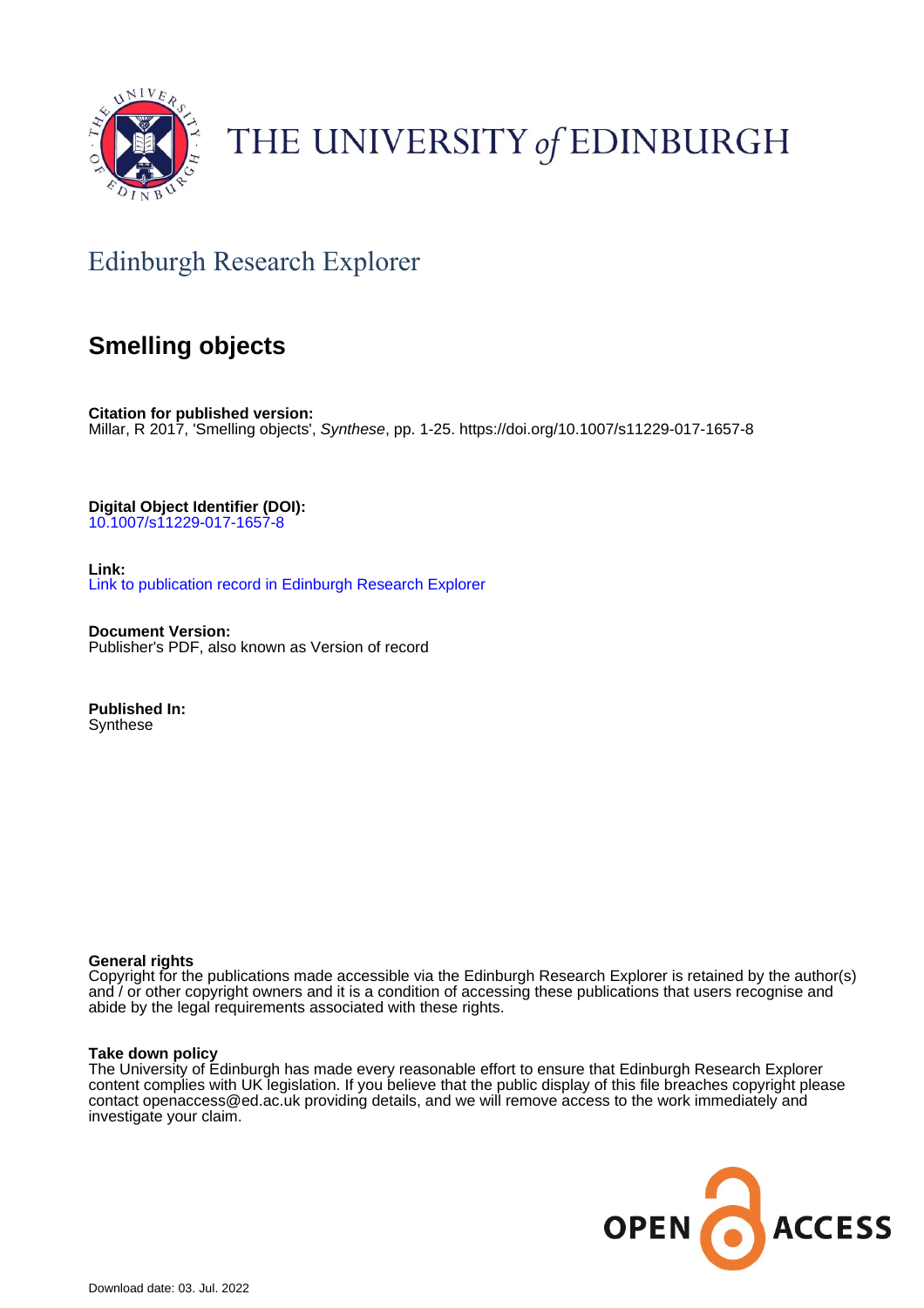THE UNIVERSITY *of* EDINBURGH

## Edinburgh Research Explorer

# Smelling objects

**Citation for published version:**
Millar, R 2017, 'Smelling objects', *Synthese*, pp. 1-25. https://doi.org/10.1007/s11229-017-1657-8

**Digital Object Identifier (DOI):**
10.1007/s11229-017-1657-8

**Link:**
Link to publication record in Edinburgh Research Explorer

**Document Version:**
Publisher's PDF, also known as Version of record

**Published In:**
Synthese

**General rights**
Copyright for the publications made accessible via the Edinburgh Research Explorer is retained by the author(s) and / or other copyright owners and it is a condition of accessing these publications that users recognise and abide by the legal requirements associated with these rights.

**Take down policy**
The University of Edinburgh has made every reasonable effort to ensure that Edinburgh Research Explorer content complies with UK legislation. If you believe that the public display of this file breaches copyright please contact openaccess@ed.ac.uk providing details, and we will remove access to the work immediately and investigate your claim.

Download date: 03. Jul. 2022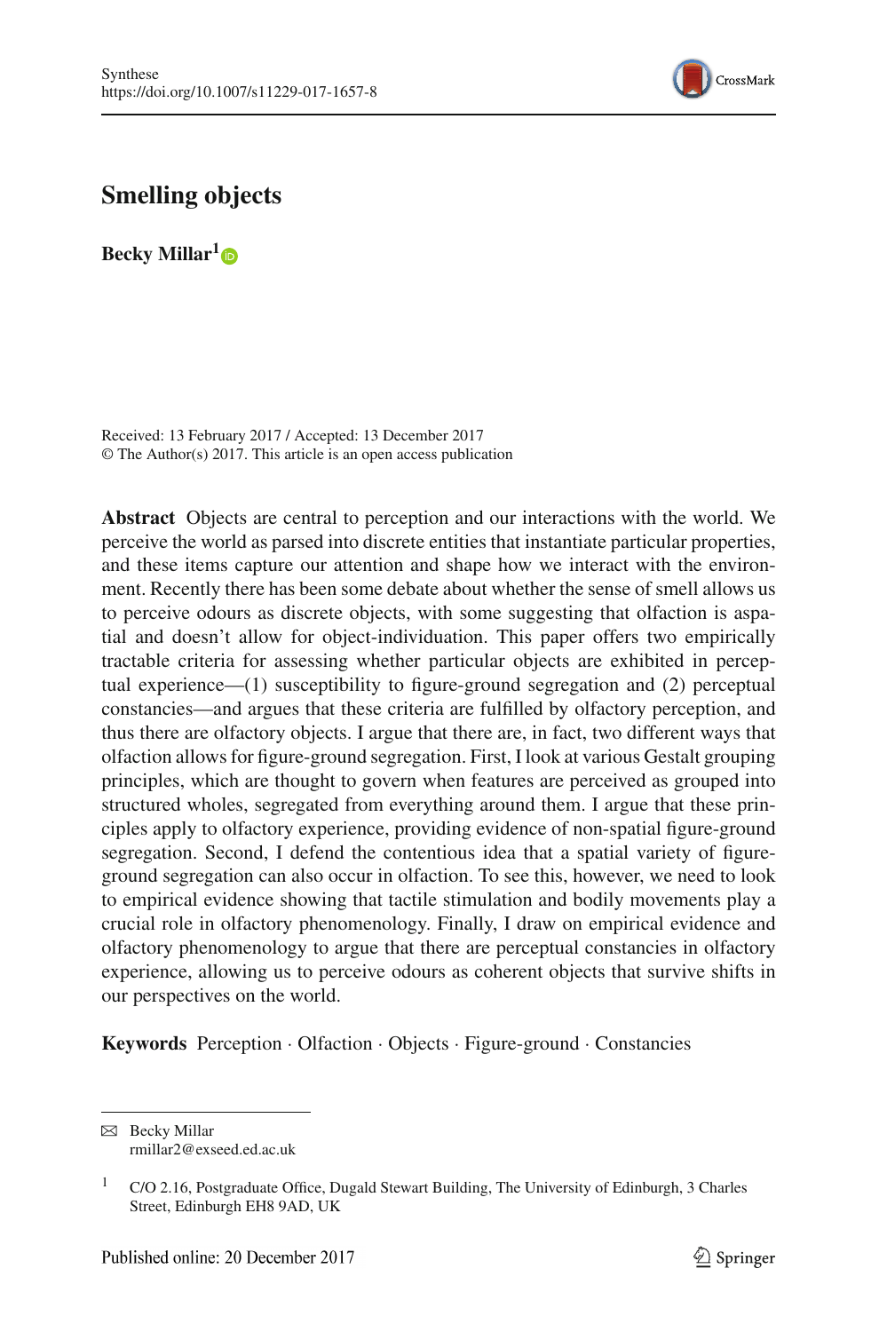# Smelling objects

**Becky Millar**[1]

Received: 13 February 2017 / Accepted: 13 December 2017
© The Author(s) 2017. This article is an open access publication

**Abstract** Objects are central to perception and our interactions with the world. We perceive the world as parsed into discrete entities that instantiate particular properties, and these items capture our attention and shape how we interact with the environment. Recently there has been some debate about whether the sense of smell allows us to perceive odours as discrete objects, with some suggesting that olfaction is aspatial and doesn't allow for object-individuation. This paper offers two empirically tractable criteria for assessing whether particular objects are exhibited in perceptual experience—(1) susceptibility to figure-ground segregation and (2) perceptual constancies—and argues that these criteria are fulfilled by olfactory perception, and thus there are olfactory objects. I argue that there are, in fact, two different ways that olfaction allows for figure-ground segregation. First, I look at various Gestalt grouping principles, which are thought to govern when features are perceived as grouped into structured wholes, segregated from everything around them. I argue that these principles apply to olfactory experience, providing evidence of non-spatial figure-ground segregation. Second, I defend the contentious idea that a spatial variety of figure-ground segregation can also occur in olfaction. To see this, however, we need to look to empirical evidence showing that tactile stimulation and bodily movements play a crucial role in olfactory phenomenology. Finally, I draw on empirical evidence and olfactory phenomenology to argue that there are perceptual constancies in olfactory experience, allowing us to perceive odours as coherent objects that survive shifts in our perspectives on the world.

**Keywords** Perception · Olfaction · Objects · Figure-ground · Constancies

---

✉ Becky Millar
rmillar2@exseed.ed.ac.uk

[1] C/O 2.16, Postgraduate Office, Dugald Stewart Building, The University of Edinburgh, 3 Charles Street, Edinburgh EH8 9AD, UK

Published online: 20 December 2017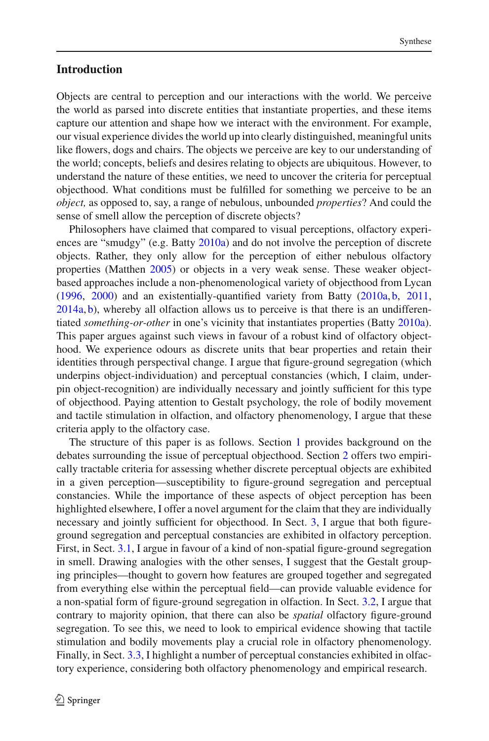## Introduction

Objects are central to perception and our interactions with the world. We perceive the world as parsed into discrete entities that instantiate properties, and these items capture our attention and shape how we interact with the environment. For example, our visual experience divides the world up into clearly distinguished, meaningful units like flowers, dogs and chairs. The objects we perceive are key to our understanding of the world; concepts, beliefs and desires relating to objects are ubiquitous. However, to understand the nature of these entities, we need to uncover the criteria for perceptual objecthood. What conditions must be fulfilled for something we perceive to be an *object,* as opposed to, say, a range of nebulous, unbounded *properties*? And could the sense of smell allow the perception of discrete objects?

Philosophers have claimed that compared to visual perceptions, olfactory experiences are "smudgy" (e.g. Batty 2010a) and do not involve the perception of discrete objects. Rather, they only allow for the perception of either nebulous olfactory properties (Matthen 2005) or objects in a very weak sense. These weaker object-based approaches include a non-phenomenological variety of objecthood from Lycan (1996, 2000) and an existentially-quantified variety from Batty (2010a, b, 2011, 2014a, b), whereby all olfaction allows us to perceive is that there is an undifferentiated *something-or-other* in one's vicinity that instantiates properties (Batty 2010a). This paper argues against such views in favour of a robust kind of olfactory objecthood. We experience odours as discrete units that bear properties and retain their identities through perspectival change. I argue that figure-ground segregation (which underpins object-individuation) and perceptual constancies (which, I claim, underpin object-recognition) are individually necessary and jointly sufficient for this type of objecthood. Paying attention to Gestalt psychology, the role of bodily movement and tactile stimulation in olfaction, and olfactory phenomenology, I argue that these criteria apply to the olfactory case.

The structure of this paper is as follows. Section 1 provides background on the debates surrounding the issue of perceptual objecthood. Section 2 offers two empirically tractable criteria for assessing whether discrete perceptual objects are exhibited in a given perception—susceptibility to figure-ground segregation and perceptual constancies. While the importance of these aspects of object perception has been highlighted elsewhere, I offer a novel argument for the claim that they are individually necessary and jointly sufficient for objecthood. In Sect. 3, I argue that both figure-ground segregation and perceptual constancies are exhibited in olfactory perception. First, in Sect. 3.1, I argue in favour of a kind of non-spatial figure-ground segregation in smell. Drawing analogies with the other senses, I suggest that the Gestalt grouping principles—thought to govern how features are grouped together and segregated from everything else within the perceptual field—can provide valuable evidence for a non-spatial form of figure-ground segregation in olfaction. In Sect. 3.2, I argue that contrary to majority opinion, that there can also be *spatial* olfactory figure-ground segregation. To see this, we need to look to empirical evidence showing that tactile stimulation and bodily movements play a crucial role in olfactory phenomenology. Finally, in Sect. 3.3, I highlight a number of perceptual constancies exhibited in olfactory experience, considering both olfactory phenomenology and empirical research.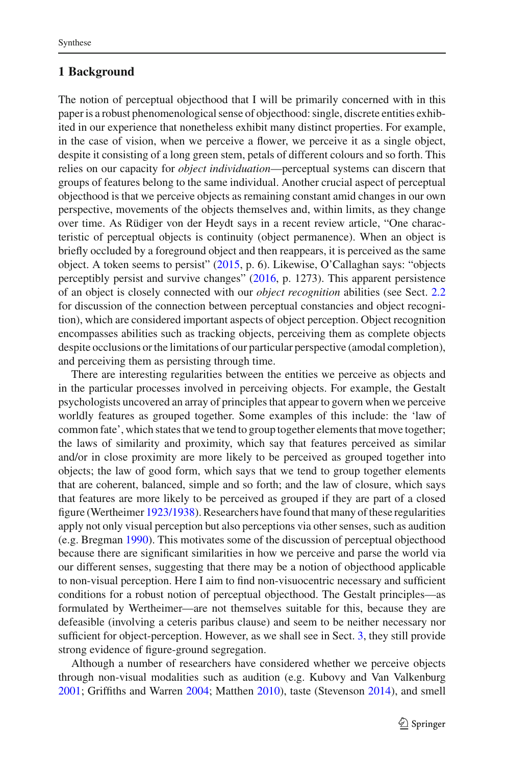## 1 Background

The notion of perceptual objecthood that I will be primarily concerned with in this paper is a robust phenomenological sense of objecthood: single, discrete entities exhibited in our experience that nonetheless exhibit many distinct properties. For example, in the case of vision, when we perceive a flower, we perceive it as a single object, despite it consisting of a long green stem, petals of different colours and so forth. This relies on our capacity for *object individuation*—perceptual systems can discern that groups of features belong to the same individual. Another crucial aspect of perceptual objecthood is that we perceive objects as remaining constant amid changes in our own perspective, movements of the objects themselves and, within limits, as they change over time. As Rüdiger von der Heydt says in a recent review article, "One characteristic of perceptual objects is continuity (object permanence). When an object is briefly occluded by a foreground object and then reappears, it is perceived as the same object. A token seems to persist" (2015, p. 6). Likewise, O'Callaghan says: "objects perceptibly persist and survive changes" (2016, p. 1273). This apparent persistence of an object is closely connected with our *object recognition* abilities (see Sect. 2.2 for discussion of the connection between perceptual constancies and object recognition), which are considered important aspects of object perception. Object recognition encompasses abilities such as tracking objects, perceiving them as complete objects despite occlusions or the limitations of our particular perspective (amodal completion), and perceiving them as persisting through time.

There are interesting regularities between the entities we perceive as objects and in the particular processes involved in perceiving objects. For example, the Gestalt psychologists uncovered an array of principles that appear to govern when we perceive worldly features as grouped together. Some examples of this include: the 'law of common fate', which states that we tend to group together elements that move together; the laws of similarity and proximity, which say that features perceived as similar and/or in close proximity are more likely to be perceived as grouped together into objects; the law of good form, which says that we tend to group together elements that are coherent, balanced, simple and so forth; and the law of closure, which says that features are more likely to be perceived as grouped if they are part of a closed figure (Wertheimer 1923/1938). Researchers have found that many of these regularities apply not only visual perception but also perceptions via other senses, such as audition (e.g. Bregman 1990). This motivates some of the discussion of perceptual objecthood because there are significant similarities in how we perceive and parse the world via our different senses, suggesting that there may be a notion of objecthood applicable to non-visual perception. Here I aim to find non-visuocentric necessary and sufficient conditions for a robust notion of perceptual objecthood. The Gestalt principles—as formulated by Wertheimer—are not themselves suitable for this, because they are defeasible (involving a ceteris paribus clause) and seem to be neither necessary nor sufficient for object-perception. However, as we shall see in Sect. 3, they still provide strong evidence of figure-ground segregation.

Although a number of researchers have considered whether we perceive objects through non-visual modalities such as audition (e.g. Kubovy and Van Valkenburg 2001; Griffiths and Warren 2004; Matthen 2010), taste (Stevenson 2014), and smell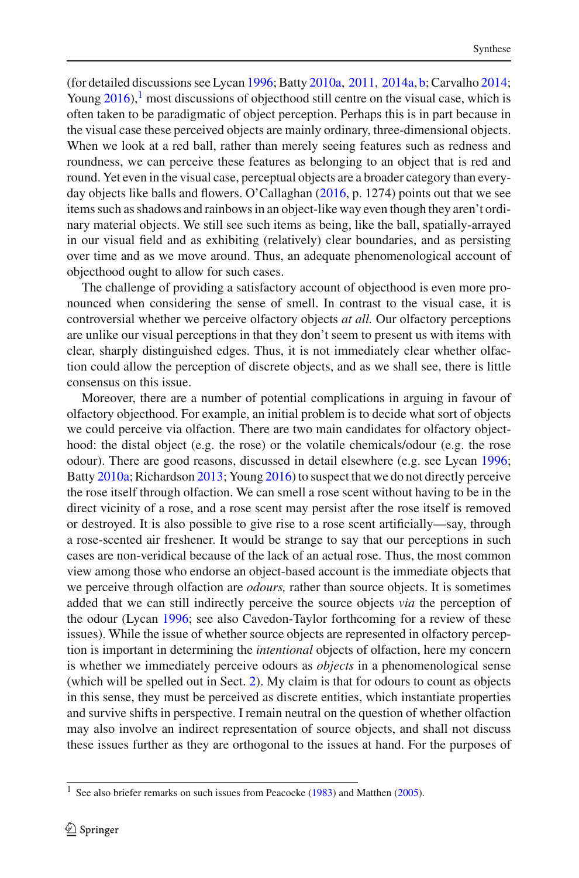(for detailed discussions see Lycan 1996; Batty 2010a, 2011, 2014a, b; Carvalho 2014; Young 2016),[1] most discussions of objecthood still centre on the visual case, which is often taken to be paradigmatic of object perception. Perhaps this is in part because in the visual case these perceived objects are mainly ordinary, three-dimensional objects. When we look at a red ball, rather than merely seeing features such as redness and roundness, we can perceive these features as belonging to an object that is red and round. Yet even in the visual case, perceptual objects are a broader category than everyday objects like balls and flowers. O'Callaghan (2016, p. 1274) points out that we see items such as shadows and rainbows in an object-like way even though they aren't ordinary material objects. We still see such items as being, like the ball, spatially-arrayed in our visual field and as exhibiting (relatively) clear boundaries, and as persisting over time and as we move around. Thus, an adequate phenomenological account of objecthood ought to allow for such cases.

The challenge of providing a satisfactory account of objecthood is even more pronounced when considering the sense of smell. In contrast to the visual case, it is controversial whether we perceive olfactory objects *at all.* Our olfactory perceptions are unlike our visual perceptions in that they don't seem to present us with items with clear, sharply distinguished edges. Thus, it is not immediately clear whether olfaction could allow the perception of discrete objects, and as we shall see, there is little consensus on this issue.

Moreover, there are a number of potential complications in arguing in favour of olfactory objecthood. For example, an initial problem is to decide what sort of objects we could perceive via olfaction. There are two main candidates for olfactory objecthood: the distal object (e.g. the rose) or the volatile chemicals/odour (e.g. the rose odour). There are good reasons, discussed in detail elsewhere (e.g. see Lycan 1996; Batty 2010a; Richardson 2013; Young 2016) to suspect that we do not directly perceive the rose itself through olfaction. We can smell a rose scent without having to be in the direct vicinity of a rose, and a rose scent may persist after the rose itself is removed or destroyed. It is also possible to give rise to a rose scent artificially—say, through a rose-scented air freshener. It would be strange to say that our perceptions in such cases are non-veridical because of the lack of an actual rose. Thus, the most common view among those who endorse an object-based account is the immediate objects that we perceive through olfaction are *odours,* rather than source objects. It is sometimes added that we can still indirectly perceive the source objects *via* the perception of the odour (Lycan 1996; see also Cavedon-Taylor forthcoming for a review of these issues). While the issue of whether source objects are represented in olfactory perception is important in determining the *intentional* objects of olfaction, here my concern is whether we immediately perceive odours as *objects* in a phenomenological sense (which will be spelled out in Sect. 2). My claim is that for odours to count as objects in this sense, they must be perceived as discrete entities, which instantiate properties and survive shifts in perspective. I remain neutral on the question of whether olfaction may also involve an indirect representation of source objects, and shall not discuss these issues further as they are orthogonal to the issues at hand. For the purposes of

[1] See also briefer remarks on such issues from Peacocke (1983) and Matthen (2005).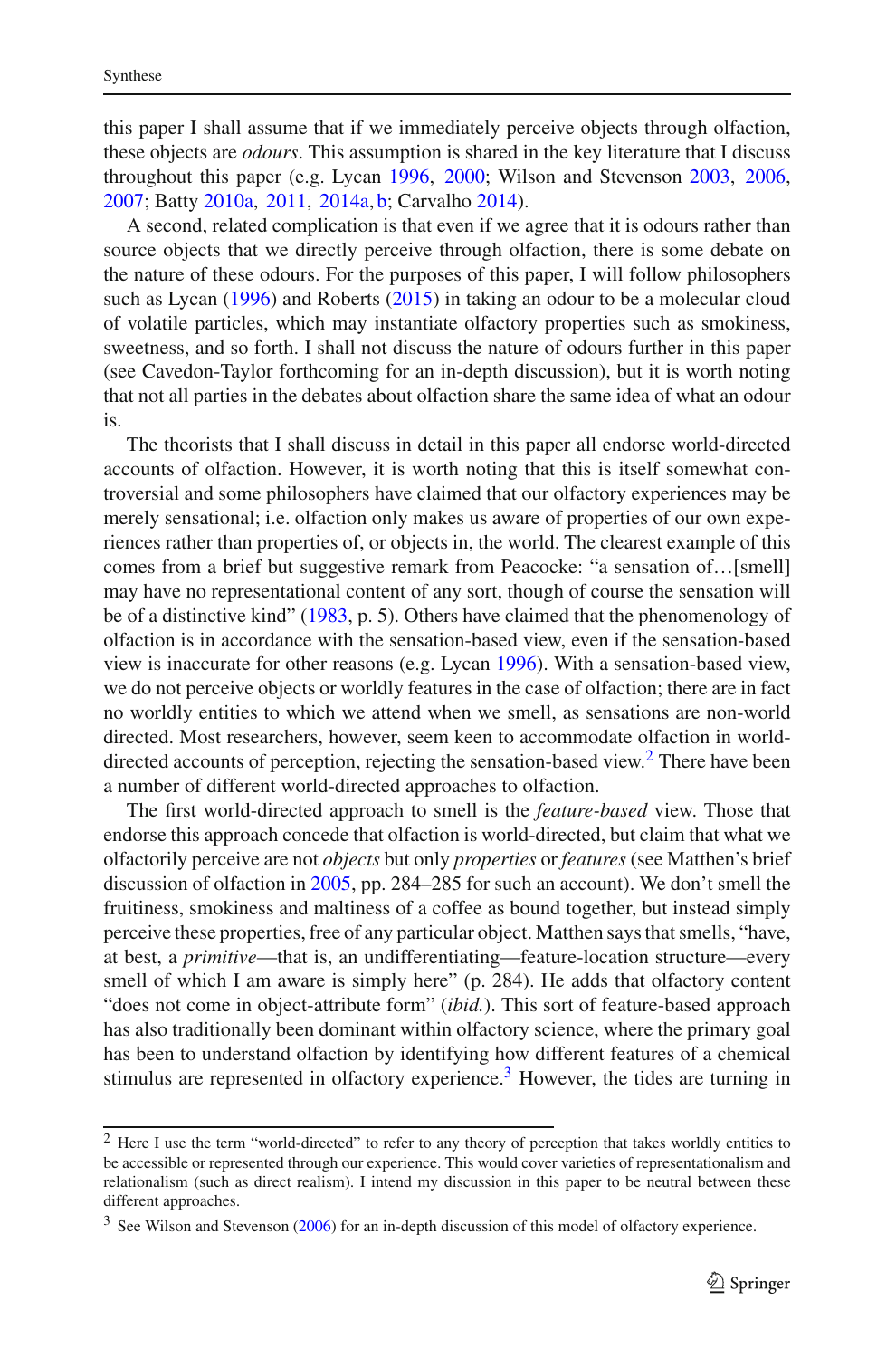this paper I shall assume that if we immediately perceive objects through olfaction, these objects are *odours*. This assumption is shared in the key literature that I discuss throughout this paper (e.g. Lycan 1996, 2000; Wilson and Stevenson 2003, 2006, 2007; Batty 2010a, 2011, 2014a, b; Carvalho 2014).

A second, related complication is that even if we agree that it is odours rather than source objects that we directly perceive through olfaction, there is some debate on the nature of these odours. For the purposes of this paper, I will follow philosophers such as Lycan (1996) and Roberts (2015) in taking an odour to be a molecular cloud of volatile particles, which may instantiate olfactory properties such as smokiness, sweetness, and so forth. I shall not discuss the nature of odours further in this paper (see Cavedon-Taylor forthcoming for an in-depth discussion), but it is worth noting that not all parties in the debates about olfaction share the same idea of what an odour is.

The theorists that I shall discuss in detail in this paper all endorse world-directed accounts of olfaction. However, it is worth noting that this is itself somewhat controversial and some philosophers have claimed that our olfactory experiences may be merely sensational; i.e. olfaction only makes us aware of properties of our own experiences rather than properties of, or objects in, the world. The clearest example of this comes from a brief but suggestive remark from Peacocke: "a sensation of…[smell] may have no representational content of any sort, though of course the sensation will be of a distinctive kind" (1983, p. 5). Others have claimed that the phenomenology of olfaction is in accordance with the sensation-based view, even if the sensation-based view is inaccurate for other reasons (e.g. Lycan 1996). With a sensation-based view, we do not perceive objects or worldly features in the case of olfaction; there are in fact no worldly entities to which we attend when we smell, as sensations are non-world directed. Most researchers, however, seem keen to accommodate olfaction in world-directed accounts of perception, rejecting the sensation-based view.[2] There have been a number of different world-directed approaches to olfaction.

The first world-directed approach to smell is the *feature-based* view. Those that endorse this approach concede that olfaction is world-directed, but claim that what we olfactorily perceive are not *objects* but only *properties* or *features* (see Matthen's brief discussion of olfaction in 2005, pp. 284–285 for such an account). We don't smell the fruitiness, smokiness and maltiness of a coffee as bound together, but instead simply perceive these properties, free of any particular object. Matthen says that smells, "have, at best, a *primitive*—that is, an undifferentiating—feature-location structure—every smell of which I am aware is simply here" (p. 284). He adds that olfactory content "does not come in object-attribute form" (*ibid.*). This sort of feature-based approach has also traditionally been dominant within olfactory science, where the primary goal has been to understand olfaction by identifying how different features of a chemical stimulus are represented in olfactory experience.[3] However, the tides are turning in

---

[2] Here I use the term "world-directed" to refer to any theory of perception that takes worldly entities to be accessible or represented through our experience. This would cover varieties of representationalism and relationalism (such as direct realism). I intend my discussion in this paper to be neutral between these different approaches.

[3] See Wilson and Stevenson (2006) for an in-depth discussion of this model of olfactory experience.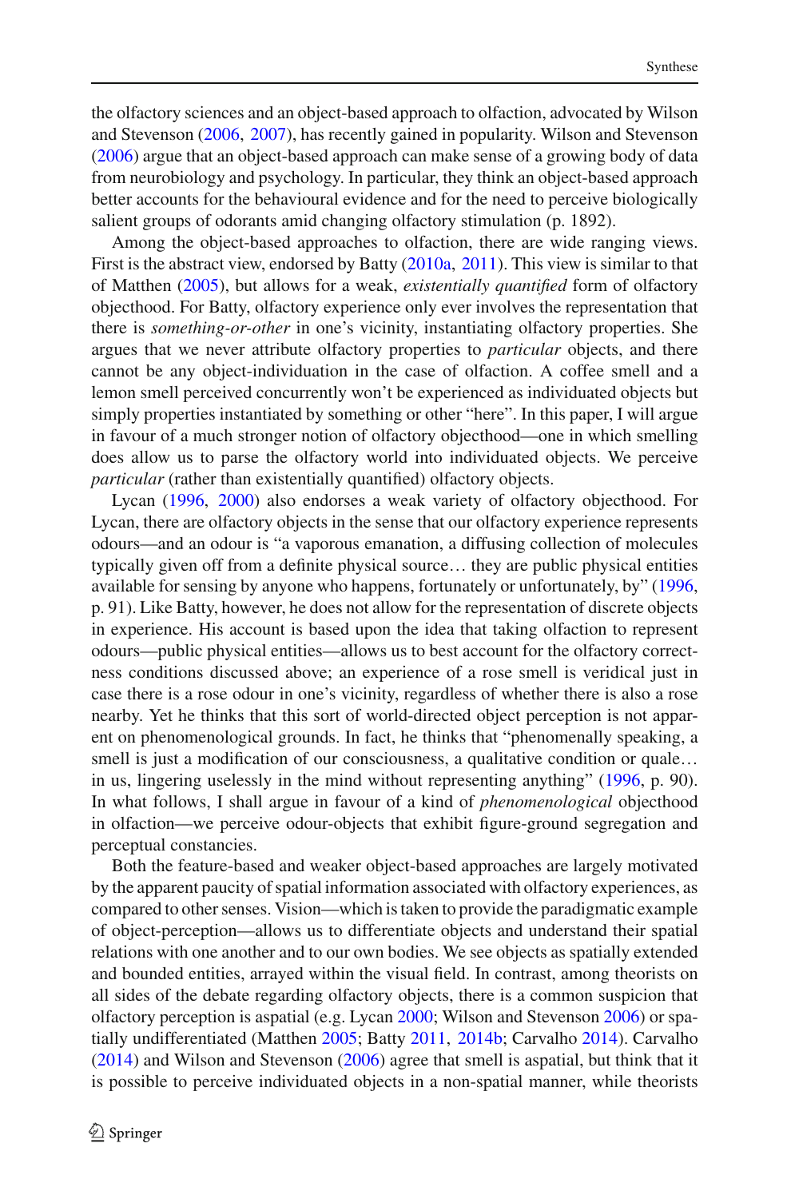the olfactory sciences and an object-based approach to olfaction, advocated by Wilson and Stevenson (2006, 2007), has recently gained in popularity. Wilson and Stevenson (2006) argue that an object-based approach can make sense of a growing body of data from neurobiology and psychology. In particular, they think an object-based approach better accounts for the behavioural evidence and for the need to perceive biologically salient groups of odorants amid changing olfactory stimulation (p. 1892).

Among the object-based approaches to olfaction, there are wide ranging views. First is the abstract view, endorsed by Batty (2010a, 2011). This view is similar to that of Matthen (2005), but allows for a weak, *existentially quantified* form of olfactory objecthood. For Batty, olfactory experience only ever involves the representation that there is *something-or-other* in one's vicinity, instantiating olfactory properties. She argues that we never attribute olfactory properties to *particular* objects, and there cannot be any object-individuation in the case of olfaction. A coffee smell and a lemon smell perceived concurrently won't be experienced as individuated objects but simply properties instantiated by something or other "here". In this paper, I will argue in favour of a much stronger notion of olfactory objecthood—one in which smelling does allow us to parse the olfactory world into individuated objects. We perceive *particular* (rather than existentially quantified) olfactory objects.

Lycan (1996, 2000) also endorses a weak variety of olfactory objecthood. For Lycan, there are olfactory objects in the sense that our olfactory experience represents odours—and an odour is "a vaporous emanation, a diffusing collection of molecules typically given off from a definite physical source… they are public physical entities available for sensing by anyone who happens, fortunately or unfortunately, by" (1996, p. 91). Like Batty, however, he does not allow for the representation of discrete objects in experience. His account is based upon the idea that taking olfaction to represent odours—public physical entities—allows us to best account for the olfactory correctness conditions discussed above; an experience of a rose smell is veridical just in case there is a rose odour in one's vicinity, regardless of whether there is also a rose nearby. Yet he thinks that this sort of world-directed object perception is not apparent on phenomenological grounds. In fact, he thinks that "phenomenally speaking, a smell is just a modification of our consciousness, a qualitative condition or quale… in us, lingering uselessly in the mind without representing anything" (1996, p. 90). In what follows, I shall argue in favour of a kind of *phenomenological* objecthood in olfaction—we perceive odour-objects that exhibit figure-ground segregation and perceptual constancies.

Both the feature-based and weaker object-based approaches are largely motivated by the apparent paucity of spatial information associated with olfactory experiences, as compared to other senses. Vision—which is taken to provide the paradigmatic example of object-perception—allows us to differentiate objects and understand their spatial relations with one another and to our own bodies. We see objects as spatially extended and bounded entities, arrayed within the visual field. In contrast, among theorists on all sides of the debate regarding olfactory objects, there is a common suspicion that olfactory perception is aspatial (e.g. Lycan 2000; Wilson and Stevenson 2006) or spatially undifferentiated (Matthen 2005; Batty 2011, 2014b; Carvalho 2014). Carvalho (2014) and Wilson and Stevenson (2006) agree that smell is aspatial, but think that it is possible to perceive individuated objects in a non-spatial manner, while theorists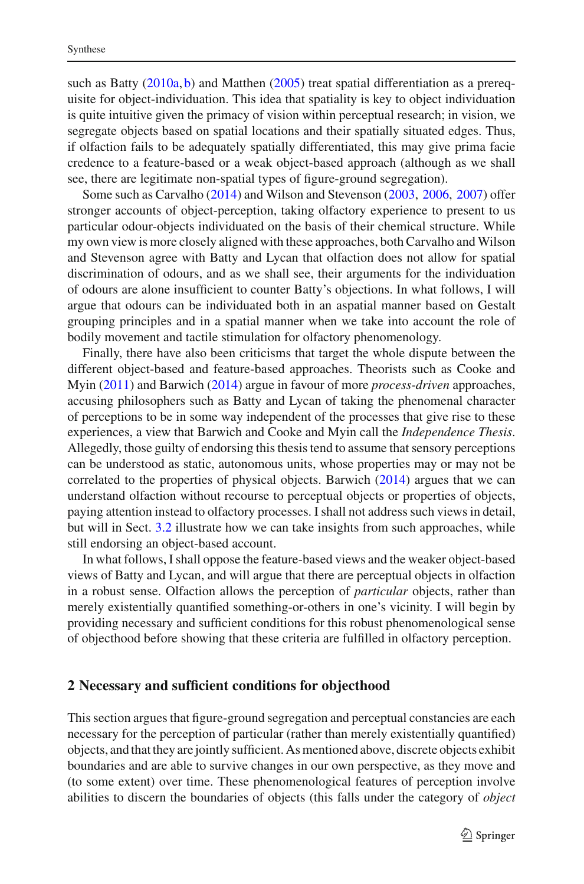such as Batty (2010a, b) and Matthen (2005) treat spatial differentiation as a prerequisite for object-individuation. This idea that spatiality is key to object individuation is quite intuitive given the primacy of vision within perceptual research; in vision, we segregate objects based on spatial locations and their spatially situated edges. Thus, if olfaction fails to be adequately spatially differentiated, this may give prima facie credence to a feature-based or a weak object-based approach (although as we shall see, there are legitimate non-spatial types of figure-ground segregation).

Some such as Carvalho (2014) and Wilson and Stevenson (2003, 2006, 2007) offer stronger accounts of object-perception, taking olfactory experience to present to us particular odour-objects individuated on the basis of their chemical structure. While my own view is more closely aligned with these approaches, both Carvalho and Wilson and Stevenson agree with Batty and Lycan that olfaction does not allow for spatial discrimination of odours, and as we shall see, their arguments for the individuation of odours are alone insufficient to counter Batty's objections. In what follows, I will argue that odours can be individuated both in an aspatial manner based on Gestalt grouping principles and in a spatial manner when we take into account the role of bodily movement and tactile stimulation for olfactory phenomenology.

Finally, there have also been criticisms that target the whole dispute between the different object-based and feature-based approaches. Theorists such as Cooke and Myin (2011) and Barwich (2014) argue in favour of more *process-driven* approaches, accusing philosophers such as Batty and Lycan of taking the phenomenal character of perceptions to be in some way independent of the processes that give rise to these experiences, a view that Barwich and Cooke and Myin call the *Independence Thesis*. Allegedly, those guilty of endorsing this thesis tend to assume that sensory perceptions can be understood as static, autonomous units, whose properties may or may not be correlated to the properties of physical objects. Barwich (2014) argues that we can understand olfaction without recourse to perceptual objects or properties of objects, paying attention instead to olfactory processes. I shall not address such views in detail, but will in Sect. 3.2 illustrate how we can take insights from such approaches, while still endorsing an object-based account.

In what follows, I shall oppose the feature-based views and the weaker object-based views of Batty and Lycan, and will argue that there are perceptual objects in olfaction in a robust sense. Olfaction allows the perception of *particular* objects, rather than merely existentially quantified something-or-others in one's vicinity. I will begin by providing necessary and sufficient conditions for this robust phenomenological sense of objecthood before showing that these criteria are fulfilled in olfactory perception.

## 2 Necessary and sufficient conditions for objecthood

This section argues that figure-ground segregation and perceptual constancies are each necessary for the perception of particular (rather than merely existentially quantified) objects, and that they are jointly sufficient. As mentioned above, discrete objects exhibit boundaries and are able to survive changes in our own perspective, as they move and (to some extent) over time. These phenomenological features of perception involve abilities to discern the boundaries of objects (this falls under the category of *object*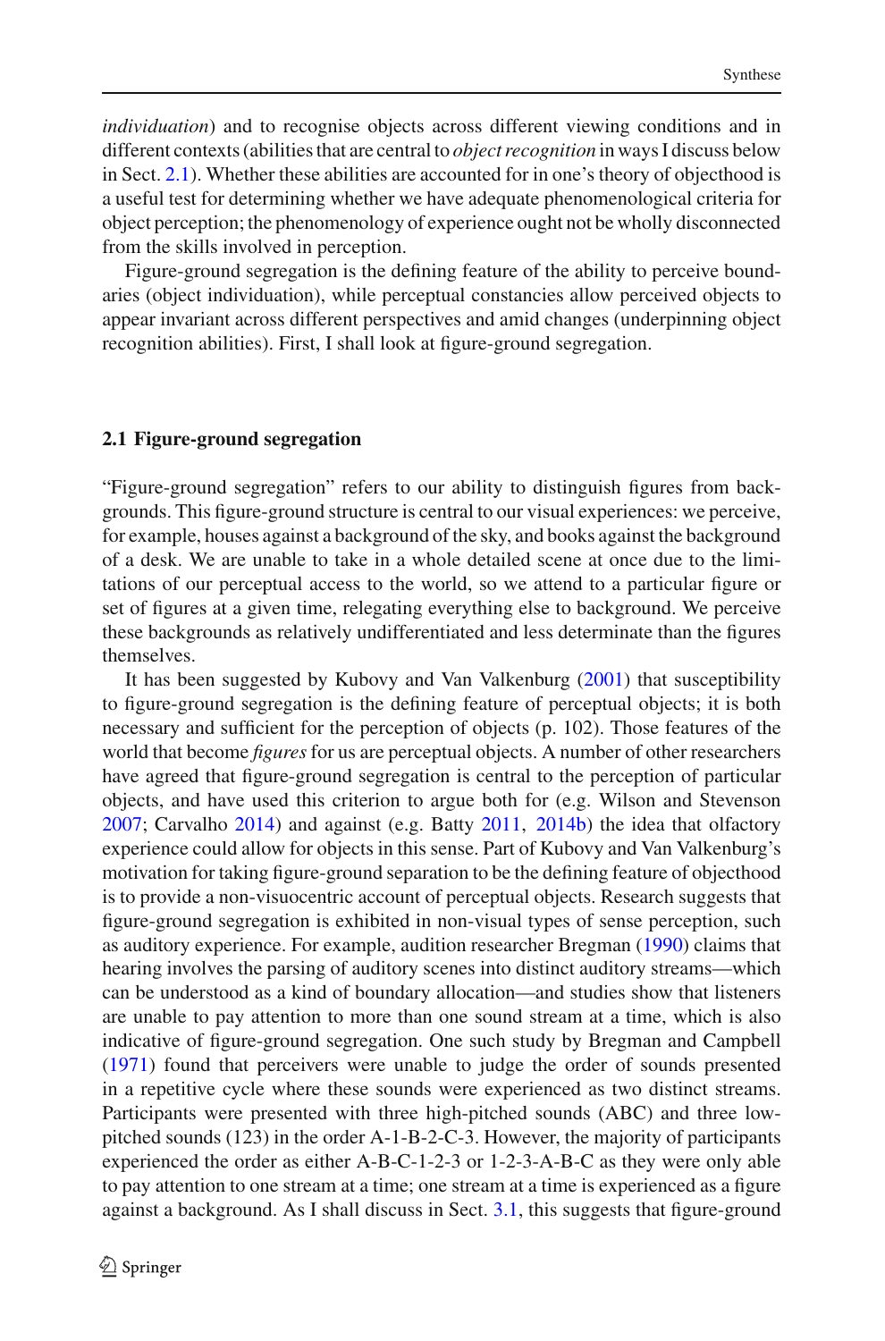*individuation*) and to recognise objects across different viewing conditions and in different contexts (abilities that are central to *object recognition* in ways I discuss below in Sect. 2.1). Whether these abilities are accounted for in one's theory of objecthood is a useful test for determining whether we have adequate phenomenological criteria for object perception; the phenomenology of experience ought not be wholly disconnected from the skills involved in perception.

Figure-ground segregation is the defining feature of the ability to perceive boundaries (object individuation), while perceptual constancies allow perceived objects to appear invariant across different perspectives and amid changes (underpinning object recognition abilities). First, I shall look at figure-ground segregation.

### 2.1 Figure-ground segregation

"Figure-ground segregation" refers to our ability to distinguish figures from backgrounds. This figure-ground structure is central to our visual experiences: we perceive, for example, houses against a background of the sky, and books against the background of a desk. We are unable to take in a whole detailed scene at once due to the limitations of our perceptual access to the world, so we attend to a particular figure or set of figures at a given time, relegating everything else to background. We perceive these backgrounds as relatively undifferentiated and less determinate than the figures themselves.

It has been suggested by Kubovy and Van Valkenburg (2001) that susceptibility to figure-ground segregation is the defining feature of perceptual objects; it is both necessary and sufficient for the perception of objects (p. 102). Those features of the world that become *figures* for us are perceptual objects. A number of other researchers have agreed that figure-ground segregation is central to the perception of particular objects, and have used this criterion to argue both for (e.g. Wilson and Stevenson 2007; Carvalho 2014) and against (e.g. Batty 2011, 2014b) the idea that olfactory experience could allow for objects in this sense. Part of Kubovy and Van Valkenburg's motivation for taking figure-ground separation to be the defining feature of objecthood is to provide a non-visuocentric account of perceptual objects. Research suggests that figure-ground segregation is exhibited in non-visual types of sense perception, such as auditory experience. For example, audition researcher Bregman (1990) claims that hearing involves the parsing of auditory scenes into distinct auditory streams—which can be understood as a kind of boundary allocation—and studies show that listeners are unable to pay attention to more than one sound stream at a time, which is also indicative of figure-ground segregation. One such study by Bregman and Campbell (1971) found that perceivers were unable to judge the order of sounds presented in a repetitive cycle where these sounds were experienced as two distinct streams. Participants were presented with three high-pitched sounds (ABC) and three low-pitched sounds (123) in the order A-1-B-2-C-3. However, the majority of participants experienced the order as either A-B-C-1-2-3 or 1-2-3-A-B-C as they were only able to pay attention to one stream at a time; one stream at a time is experienced as a figure against a background. As I shall discuss in Sect. 3.1, this suggests that figure-ground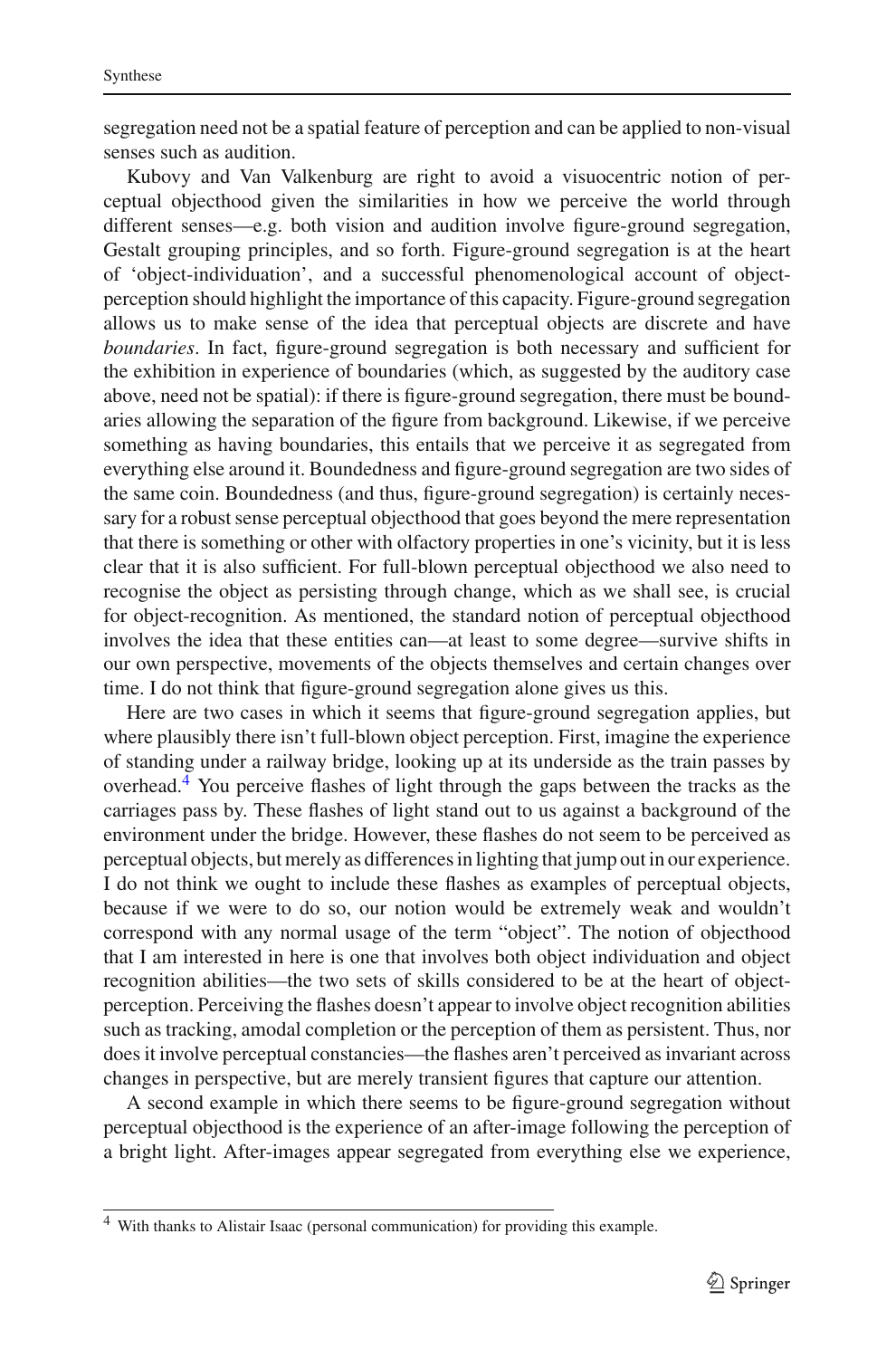segregation need not be a spatial feature of perception and can be applied to non-visual senses such as audition.

Kubovy and Van Valkenburg are right to avoid a visuocentric notion of perceptual objecthood given the similarities in how we perceive the world through different senses—e.g. both vision and audition involve figure-ground segregation, Gestalt grouping principles, and so forth. Figure-ground segregation is at the heart of 'object-individuation', and a successful phenomenological account of object-perception should highlight the importance of this capacity. Figure-ground segregation allows us to make sense of the idea that perceptual objects are discrete and have *boundaries*. In fact, figure-ground segregation is both necessary and sufficient for the exhibition in experience of boundaries (which, as suggested by the auditory case above, need not be spatial): if there is figure-ground segregation, there must be boundaries allowing the separation of the figure from background. Likewise, if we perceive something as having boundaries, this entails that we perceive it as segregated from everything else around it. Boundedness and figure-ground segregation are two sides of the same coin. Boundedness (and thus, figure-ground segregation) is certainly necessary for a robust sense perceptual objecthood that goes beyond the mere representation that there is something or other with olfactory properties in one's vicinity, but it is less clear that it is also sufficient. For full-blown perceptual objecthood we also need to recognise the object as persisting through change, which as we shall see, is crucial for object-recognition. As mentioned, the standard notion of perceptual objecthood involves the idea that these entities can—at least to some degree—survive shifts in our own perspective, movements of the objects themselves and certain changes over time. I do not think that figure-ground segregation alone gives us this.

Here are two cases in which it seems that figure-ground segregation applies, but where plausibly there isn't full-blown object perception. First, imagine the experience of standing under a railway bridge, looking up at its underside as the train passes by overhead.[4] You perceive flashes of light through the gaps between the tracks as the carriages pass by. These flashes of light stand out to us against a background of the environment under the bridge. However, these flashes do not seem to be perceived as perceptual objects, but merely as differences in lighting that jump out in our experience. I do not think we ought to include these flashes as examples of perceptual objects, because if we were to do so, our notion would be extremely weak and wouldn't correspond with any normal usage of the term "object". The notion of objecthood that I am interested in here is one that involves both object individuation and object recognition abilities—the two sets of skills considered to be at the heart of object-perception. Perceiving the flashes doesn't appear to involve object recognition abilities such as tracking, amodal completion or the perception of them as persistent. Thus, nor does it involve perceptual constancies—the flashes aren't perceived as invariant across changes in perspective, but are merely transient figures that capture our attention.

A second example in which there seems to be figure-ground segregation without perceptual objecthood is the experience of an after-image following the perception of a bright light. After-images appear segregated from everything else we experience,

[4] With thanks to Alistair Isaac (personal communication) for providing this example.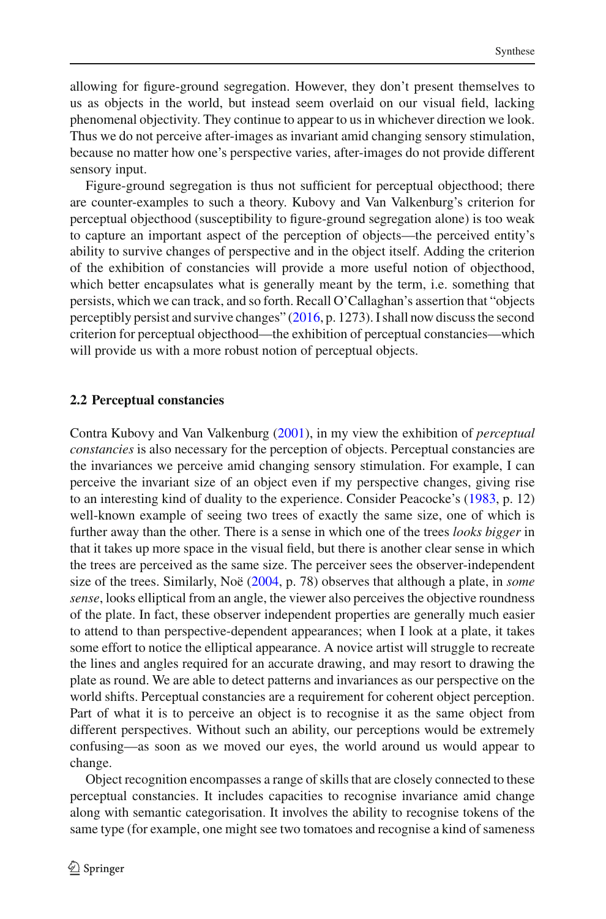allowing for figure-ground segregation. However, they don't present themselves to us as objects in the world, but instead seem overlaid on our visual field, lacking phenomenal objectivity. They continue to appear to us in whichever direction we look. Thus we do not perceive after-images as invariant amid changing sensory stimulation, because no matter how one's perspective varies, after-images do not provide different sensory input.

Figure-ground segregation is thus not sufficient for perceptual objecthood; there are counter-examples to such a theory. Kubovy and Van Valkenburg's criterion for perceptual objecthood (susceptibility to figure-ground segregation alone) is too weak to capture an important aspect of the perception of objects—the perceived entity's ability to survive changes of perspective and in the object itself. Adding the criterion of the exhibition of constancies will provide a more useful notion of objecthood, which better encapsulates what is generally meant by the term, i.e. something that persists, which we can track, and so forth. Recall O'Callaghan's assertion that "objects perceptibly persist and survive changes" (2016, p. 1273). I shall now discuss the second criterion for perceptual objecthood—the exhibition of perceptual constancies—which will provide us with a more robust notion of perceptual objects.

### 2.2 Perceptual constancies

Contra Kubovy and Van Valkenburg (2001), in my view the exhibition of *perceptual constancies* is also necessary for the perception of objects. Perceptual constancies are the invariances we perceive amid changing sensory stimulation. For example, I can perceive the invariant size of an object even if my perspective changes, giving rise to an interesting kind of duality to the experience. Consider Peacocke's (1983, p. 12) well-known example of seeing two trees of exactly the same size, one of which is further away than the other. There is a sense in which one of the trees *looks bigger* in that it takes up more space in the visual field, but there is another clear sense in which the trees are perceived as the same size. The perceiver sees the observer-independent size of the trees. Similarly, Noë (2004, p. 78) observes that although a plate, in *some sense*, looks elliptical from an angle, the viewer also perceives the objective roundness of the plate. In fact, these observer independent properties are generally much easier to attend to than perspective-dependent appearances; when I look at a plate, it takes some effort to notice the elliptical appearance. A novice artist will struggle to recreate the lines and angles required for an accurate drawing, and may resort to drawing the plate as round. We are able to detect patterns and invariances as our perspective on the world shifts. Perceptual constancies are a requirement for coherent object perception. Part of what it is to perceive an object is to recognise it as the same object from different perspectives. Without such an ability, our perceptions would be extremely confusing—as soon as we moved our eyes, the world around us would appear to change.

Object recognition encompasses a range of skills that are closely connected to these perceptual constancies. It includes capacities to recognise invariance amid change along with semantic categorisation. It involves the ability to recognise tokens of the same type (for example, one might see two tomatoes and recognise a kind of sameness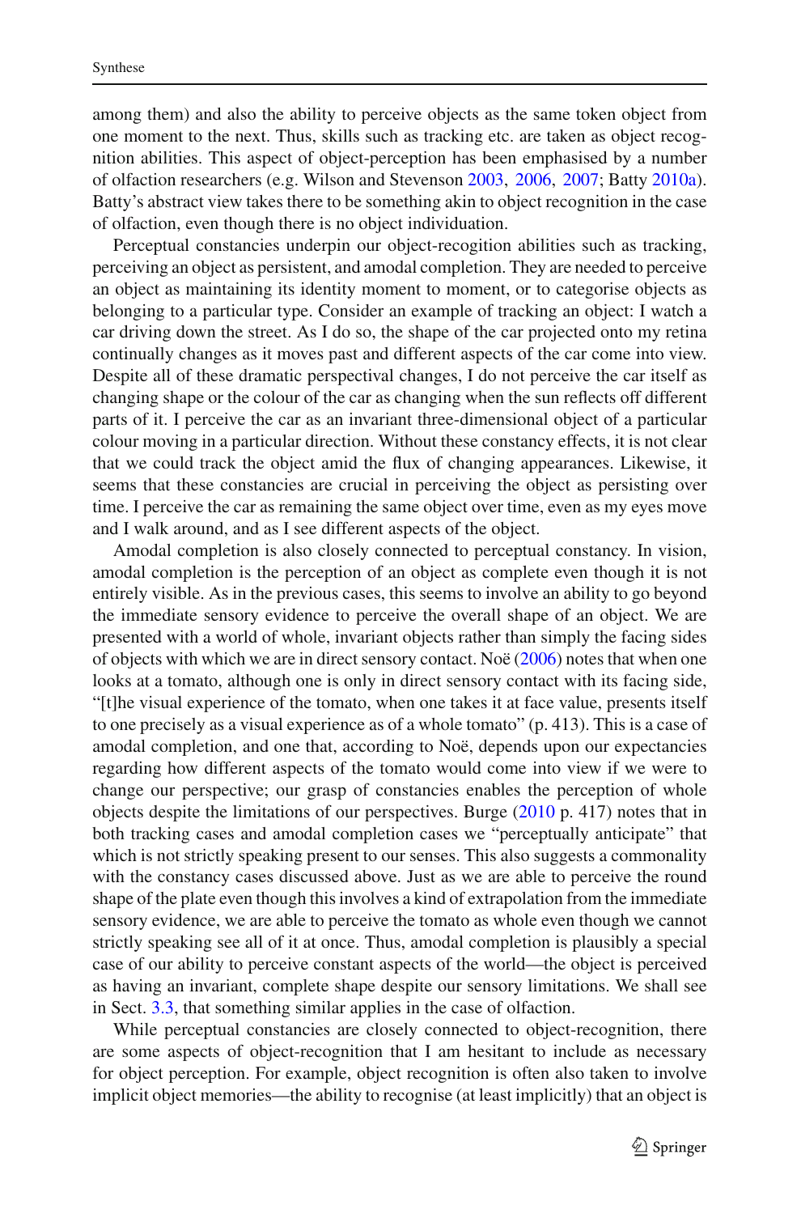among them) and also the ability to perceive objects as the same token object from one moment to the next. Thus, skills such as tracking etc. are taken as object recognition abilities. This aspect of object-perception has been emphasised by a number of olfaction researchers (e.g. Wilson and Stevenson 2003, 2006, 2007; Batty 2010a). Batty's abstract view takes there to be something akin to object recognition in the case of olfaction, even though there is no object individuation.

Perceptual constancies underpin our object-recogition abilities such as tracking, perceiving an object as persistent, and amodal completion. They are needed to perceive an object as maintaining its identity moment to moment, or to categorise objects as belonging to a particular type. Consider an example of tracking an object: I watch a car driving down the street. As I do so, the shape of the car projected onto my retina continually changes as it moves past and different aspects of the car come into view. Despite all of these dramatic perspectival changes, I do not perceive the car itself as changing shape or the colour of the car as changing when the sun reflects off different parts of it. I perceive the car as an invariant three-dimensional object of a particular colour moving in a particular direction. Without these constancy effects, it is not clear that we could track the object amid the flux of changing appearances. Likewise, it seems that these constancies are crucial in perceiving the object as persisting over time. I perceive the car as remaining the same object over time, even as my eyes move and I walk around, and as I see different aspects of the object.

Amodal completion is also closely connected to perceptual constancy. In vision, amodal completion is the perception of an object as complete even though it is not entirely visible. As in the previous cases, this seems to involve an ability to go beyond the immediate sensory evidence to perceive the overall shape of an object. We are presented with a world of whole, invariant objects rather than simply the facing sides of objects with which we are in direct sensory contact. Noë (2006) notes that when one looks at a tomato, although one is only in direct sensory contact with its facing side, "[t]he visual experience of the tomato, when one takes it at face value, presents itself to one precisely as a visual experience as of a whole tomato" (p. 413). This is a case of amodal completion, and one that, according to Noë, depends upon our expectancies regarding how different aspects of the tomato would come into view if we were to change our perspective; our grasp of constancies enables the perception of whole objects despite the limitations of our perspectives. Burge (2010 p. 417) notes that in both tracking cases and amodal completion cases we "perceptually anticipate" that which is not strictly speaking present to our senses. This also suggests a commonality with the constancy cases discussed above. Just as we are able to perceive the round shape of the plate even though this involves a kind of extrapolation from the immediate sensory evidence, we are able to perceive the tomato as whole even though we cannot strictly speaking see all of it at once. Thus, amodal completion is plausibly a special case of our ability to perceive constant aspects of the world—the object is perceived as having an invariant, complete shape despite our sensory limitations. We shall see in Sect. 3.3, that something similar applies in the case of olfaction.

While perceptual constancies are closely connected to object-recognition, there are some aspects of object-recognition that I am hesitant to include as necessary for object perception. For example, object recognition is often also taken to involve implicit object memories—the ability to recognise (at least implicitly) that an object is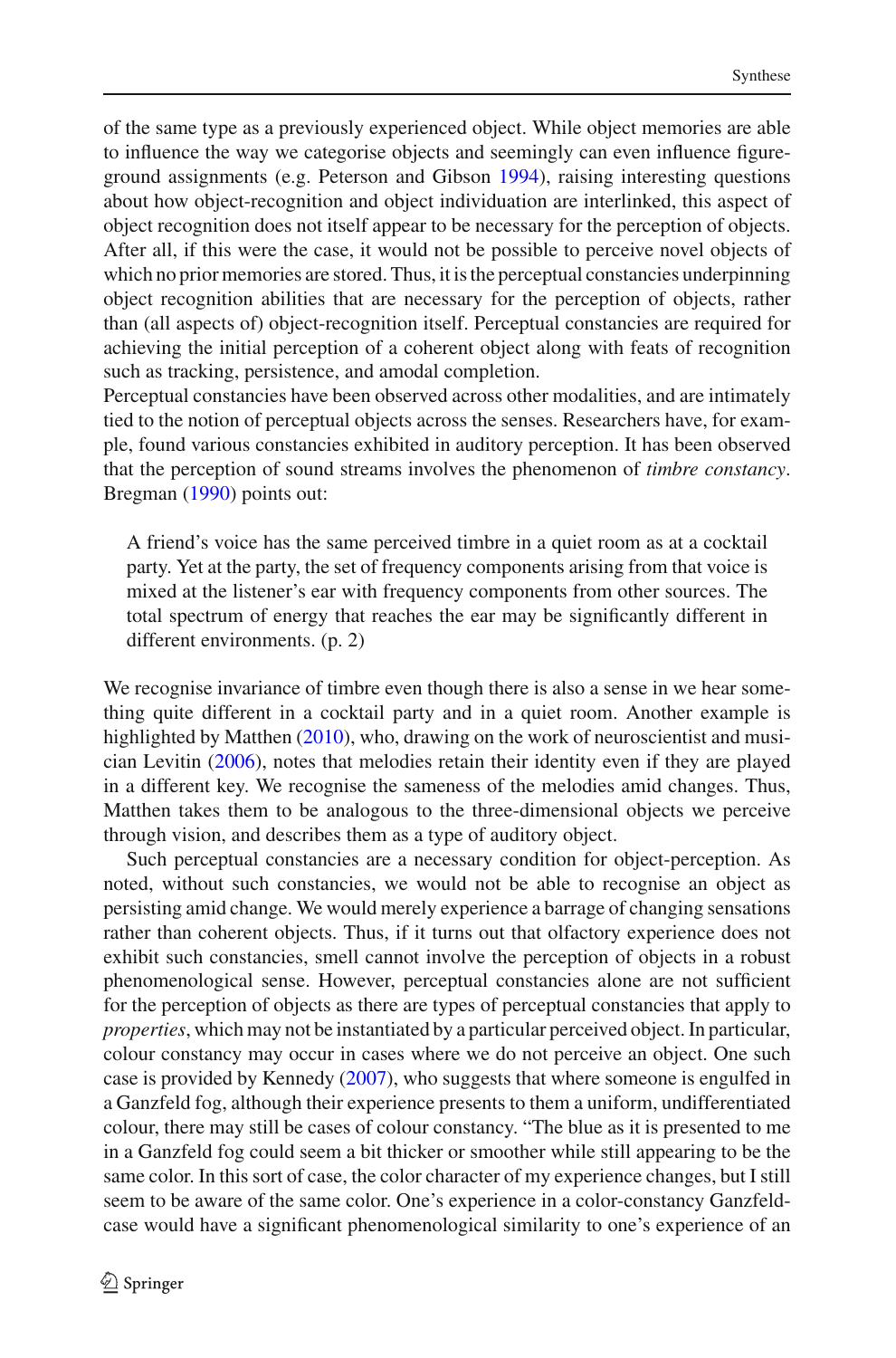of the same type as a previously experienced object. While object memories are able to influence the way we categorise objects and seemingly can even influence figure-ground assignments (e.g. Peterson and Gibson 1994), raising interesting questions about how object-recognition and object individuation are interlinked, this aspect of object recognition does not itself appear to be necessary for the perception of objects. After all, if this were the case, it would not be possible to perceive novel objects of which no prior memories are stored. Thus, it is the perceptual constancies underpinning object recognition abilities that are necessary for the perception of objects, rather than (all aspects of) object-recognition itself. Perceptual constancies are required for achieving the initial perception of a coherent object along with feats of recognition such as tracking, persistence, and amodal completion.

Perceptual constancies have been observed across other modalities, and are intimately tied to the notion of perceptual objects across the senses. Researchers have, for example, found various constancies exhibited in auditory perception. It has been observed that the perception of sound streams involves the phenomenon of *timbre constancy*. Bregman (1990) points out:

> A friend's voice has the same perceived timbre in a quiet room as at a cocktail party. Yet at the party, the set of frequency components arising from that voice is mixed at the listener's ear with frequency components from other sources. The total spectrum of energy that reaches the ear may be significantly different in different environments. (p. 2)

We recognise invariance of timbre even though there is also a sense in we hear something quite different in a cocktail party and in a quiet room. Another example is highlighted by Matthen (2010), who, drawing on the work of neuroscientist and musician Levitin (2006), notes that melodies retain their identity even if they are played in a different key. We recognise the sameness of the melodies amid changes. Thus, Matthen takes them to be analogous to the three-dimensional objects we perceive through vision, and describes them as a type of auditory object.

Such perceptual constancies are a necessary condition for object-perception. As noted, without such constancies, we would not be able to recognise an object as persisting amid change. We would merely experience a barrage of changing sensations rather than coherent objects. Thus, if it turns out that olfactory experience does not exhibit such constancies, smell cannot involve the perception of objects in a robust phenomenological sense. However, perceptual constancies alone are not sufficient for the perception of objects as there are types of perceptual constancies that apply to *properties*, which may not be instantiated by a particular perceived object. In particular, colour constancy may occur in cases where we do not perceive an object. One such case is provided by Kennedy (2007), who suggests that where someone is engulfed in a Ganzfeld fog, although their experience presents to them a uniform, undifferentiated colour, there may still be cases of colour constancy. "The blue as it is presented to me in a Ganzfeld fog could seem a bit thicker or smoother while still appearing to be the same color. In this sort of case, the color character of my experience changes, but I still seem to be aware of the same color. One's experience in a color-constancy Ganzfeld-case would have a significant phenomenological similarity to one's experience of an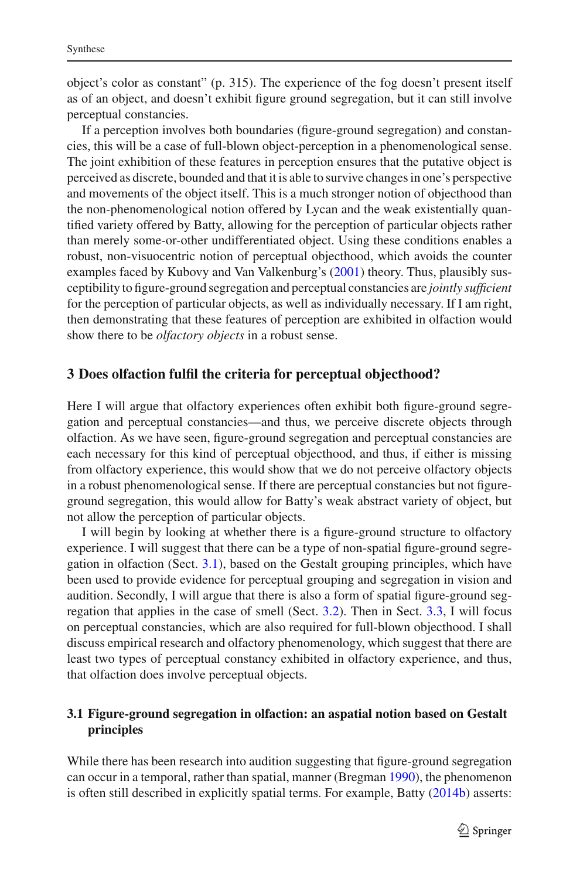object's color as constant" (p. 315). The experience of the fog doesn't present itself as of an object, and doesn't exhibit figure ground segregation, but it can still involve perceptual constancies.

If a perception involves both boundaries (figure-ground segregation) and constancies, this will be a case of full-blown object-perception in a phenomenological sense. The joint exhibition of these features in perception ensures that the putative object is perceived as discrete, bounded and that it is able to survive changes in one's perspective and movements of the object itself. This is a much stronger notion of objecthood than the non-phenomenological notion offered by Lycan and the weak existentially quantified variety offered by Batty, allowing for the perception of particular objects rather than merely some-or-other undifferentiated object. Using these conditions enables a robust, non-visuocentric notion of perceptual objecthood, which avoids the counter examples faced by Kubovy and Van Valkenburg's (2001) theory. Thus, plausibly susceptibility to figure-ground segregation and perceptual constancies are *jointly sufficient* for the perception of particular objects, as well as individually necessary. If I am right, then demonstrating that these features of perception are exhibited in olfaction would show there to be *olfactory objects* in a robust sense.

## 3 Does olfaction fulfil the criteria for perceptual objecthood?

Here I will argue that olfactory experiences often exhibit both figure-ground segregation and perceptual constancies—and thus, we perceive discrete objects through olfaction. As we have seen, figure-ground segregation and perceptual constancies are each necessary for this kind of perceptual objecthood, and thus, if either is missing from olfactory experience, this would show that we do not perceive olfactory objects in a robust phenomenological sense. If there are perceptual constancies but not figure-ground segregation, this would allow for Batty's weak abstract variety of object, but not allow the perception of particular objects.

I will begin by looking at whether there is a figure-ground structure to olfactory experience. I will suggest that there can be a type of non-spatial figure-ground segregation in olfaction (Sect. 3.1), based on the Gestalt grouping principles, which have been used to provide evidence for perceptual grouping and segregation in vision and audition. Secondly, I will argue that there is also a form of spatial figure-ground segregation that applies in the case of smell (Sect. 3.2). Then in Sect. 3.3, I will focus on perceptual constancies, which are also required for full-blown objecthood. I shall discuss empirical research and olfactory phenomenology, which suggest that there are least two types of perceptual constancy exhibited in olfactory experience, and thus, that olfaction does involve perceptual objects.

### 3.1 Figure-ground segregation in olfaction: an aspatial notion based on Gestalt principles

While there has been research into audition suggesting that figure-ground segregation can occur in a temporal, rather than spatial, manner (Bregman 1990), the phenomenon is often still described in explicitly spatial terms. For example, Batty (2014b) asserts: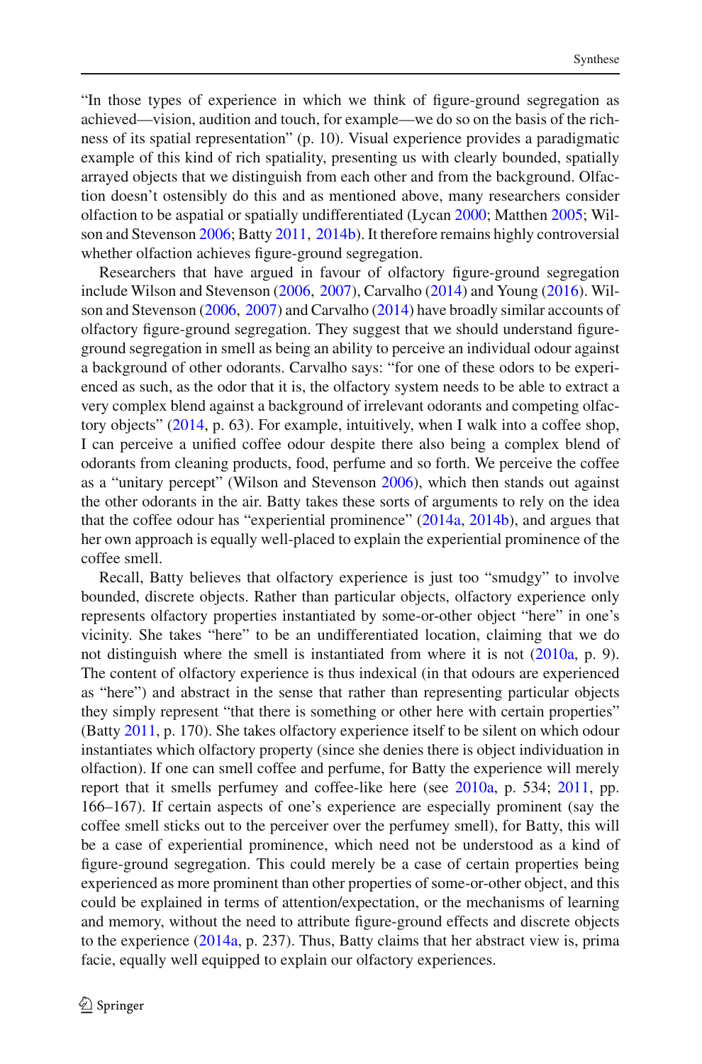"In those types of experience in which we think of figure-ground segregation as achieved—vision, audition and touch, for example—we do so on the basis of the richness of its spatial representation" (p. 10). Visual experience provides a paradigmatic example of this kind of rich spatiality, presenting us with clearly bounded, spatially arrayed objects that we distinguish from each other and from the background. Olfaction doesn't ostensibly do this and as mentioned above, many researchers consider olfaction to be aspatial or spatially undifferentiated (Lycan 2000; Matthen 2005; Wilson and Stevenson 2006; Batty 2011, 2014b). It therefore remains highly controversial whether olfaction achieves figure-ground segregation.

Researchers that have argued in favour of olfactory figure-ground segregation include Wilson and Stevenson (2006, 2007), Carvalho (2014) and Young (2016). Wilson and Stevenson (2006, 2007) and Carvalho (2014) have broadly similar accounts of olfactory figure-ground segregation. They suggest that we should understand figure-ground segregation in smell as being an ability to perceive an individual odour against a background of other odorants. Carvalho says: "for one of these odors to be experienced as such, as the odor that it is, the olfactory system needs to be able to extract a very complex blend against a background of irrelevant odorants and competing olfactory objects" (2014, p. 63). For example, intuitively, when I walk into a coffee shop, I can perceive a unified coffee odour despite there also being a complex blend of odorants from cleaning products, food, perfume and so forth. We perceive the coffee as a "unitary percept" (Wilson and Stevenson 2006), which then stands out against the other odorants in the air. Batty takes these sorts of arguments to rely on the idea that the coffee odour has "experiential prominence" (2014a, 2014b), and argues that her own approach is equally well-placed to explain the experiential prominence of the coffee smell.

Recall, Batty believes that olfactory experience is just too "smudgy" to involve bounded, discrete objects. Rather than particular objects, olfactory experience only represents olfactory properties instantiated by some-or-other object "here" in one's vicinity. She takes "here" to be an undifferentiated location, claiming that we do not distinguish where the smell is instantiated from where it is not (2010a, p. 9). The content of olfactory experience is thus indexical (in that odours are experienced as "here") and abstract in the sense that rather than representing particular objects they simply represent "that there is something or other here with certain properties" (Batty 2011, p. 170). She takes olfactory experience itself to be silent on which odour instantiates which olfactory property (since she denies there is object individuation in olfaction). If one can smell coffee and perfume, for Batty the experience will merely report that it smells perfumey and coffee-like here (see 2010a, p. 534; 2011, pp. 166–167). If certain aspects of one's experience are especially prominent (say the coffee smell sticks out to the perceiver over the perfumey smell), for Batty, this will be a case of experiential prominence, which need not be understood as a kind of figure-ground segregation. This could merely be a case of certain properties being experienced as more prominent than other properties of some-or-other object, and this could be explained in terms of attention/expectation, or the mechanisms of learning and memory, without the need to attribute figure-ground effects and discrete objects to the experience (2014a, p. 237). Thus, Batty claims that her abstract view is, prima facie, equally well equipped to explain our olfactory experiences.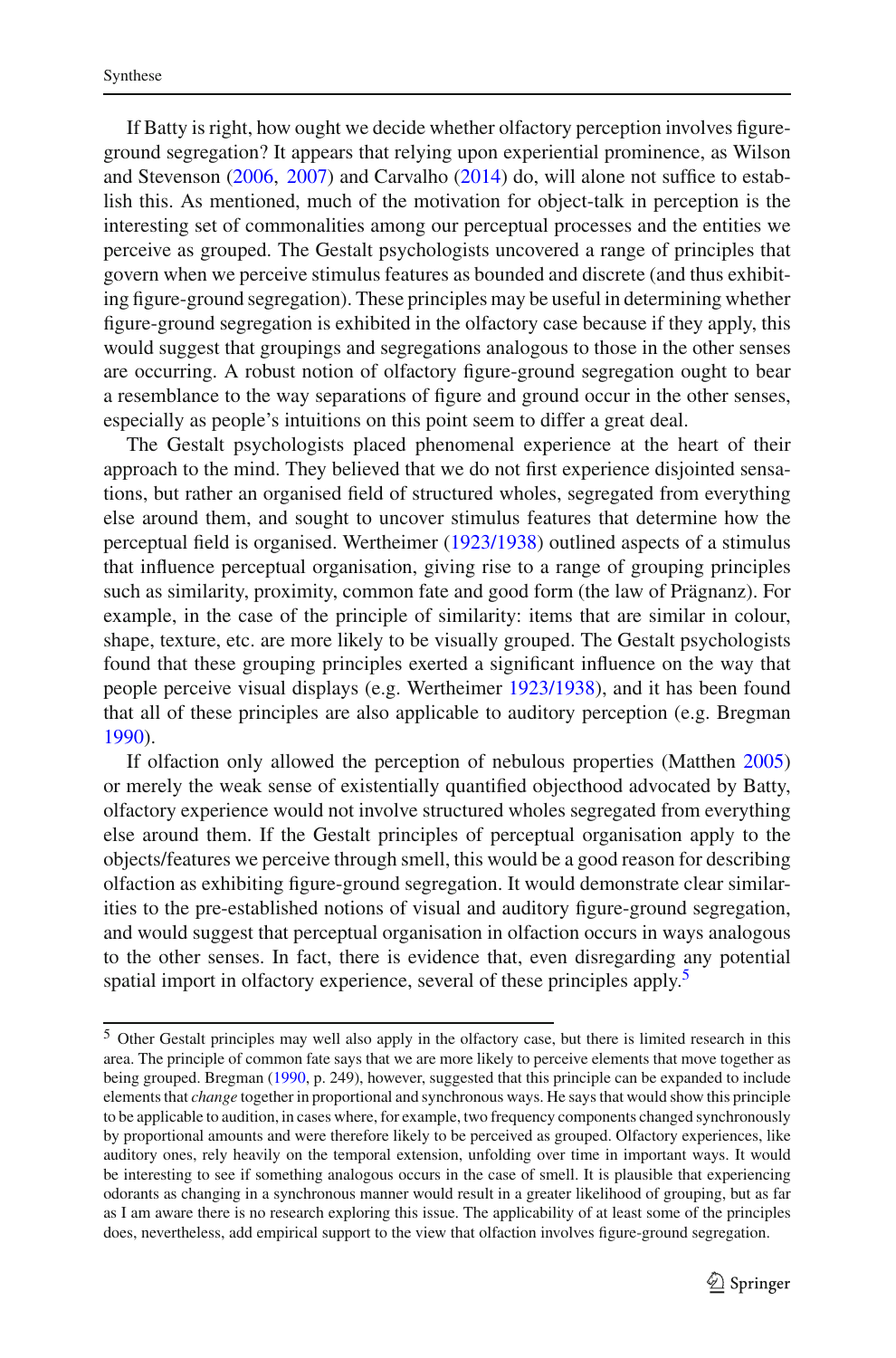If Batty is right, how ought we decide whether olfactory perception involves figure-ground segregation? It appears that relying upon experiential prominence, as Wilson and Stevenson (2006, 2007) and Carvalho (2014) do, will alone not suffice to establish this. As mentioned, much of the motivation for object-talk in perception is the interesting set of commonalities among our perceptual processes and the entities we perceive as grouped. The Gestalt psychologists uncovered a range of principles that govern when we perceive stimulus features as bounded and discrete (and thus exhibiting figure-ground segregation). These principles may be useful in determining whether figure-ground segregation is exhibited in the olfactory case because if they apply, this would suggest that groupings and segregations analogous to those in the other senses are occurring. A robust notion of olfactory figure-ground segregation ought to bear a resemblance to the way separations of figure and ground occur in the other senses, especially as people's intuitions on this point seem to differ a great deal.

The Gestalt psychologists placed phenomenal experience at the heart of their approach to the mind. They believed that we do not first experience disjointed sensations, but rather an organised field of structured wholes, segregated from everything else around them, and sought to uncover stimulus features that determine how the perceptual field is organised. Wertheimer (1923/1938) outlined aspects of a stimulus that influence perceptual organisation, giving rise to a range of grouping principles such as similarity, proximity, common fate and good form (the law of Prägnanz). For example, in the case of the principle of similarity: items that are similar in colour, shape, texture, etc. are more likely to be visually grouped. The Gestalt psychologists found that these grouping principles exerted a significant influence on the way that people perceive visual displays (e.g. Wertheimer 1923/1938), and it has been found that all of these principles are also applicable to auditory perception (e.g. Bregman 1990).

If olfaction only allowed the perception of nebulous properties (Matthen 2005) or merely the weak sense of existentially quantified objecthood advocated by Batty, olfactory experience would not involve structured wholes segregated from everything else around them. If the Gestalt principles of perceptual organisation apply to the objects/features we perceive through smell, this would be a good reason for describing olfaction as exhibiting figure-ground segregation. It would demonstrate clear similarities to the pre-established notions of visual and auditory figure-ground segregation, and would suggest that perceptual organisation in olfaction occurs in ways analogous to the other senses. In fact, there is evidence that, even disregarding any potential spatial import in olfactory experience, several of these principles apply.[5]

---

[5] Other Gestalt principles may well also apply in the olfactory case, but there is limited research in this area. The principle of common fate says that we are more likely to perceive elements that move together as being grouped. Bregman (1990, p. 249), however, suggested that this principle can be expanded to include elements that *change* together in proportional and synchronous ways. He says that would show this principle to be applicable to audition, in cases where, for example, two frequency components changed synchronously by proportional amounts and were therefore likely to be perceived as grouped. Olfactory experiences, like auditory ones, rely heavily on the temporal extension, unfolding over time in important ways. It would be interesting to see if something analogous occurs in the case of smell. It is plausible that experiencing odorants as changing in a synchronous manner would result in a greater likelihood of grouping, but as far as I am aware there is no research exploring this issue. The applicability of at least some of the principles does, nevertheless, add empirical support to the view that olfaction involves figure-ground segregation.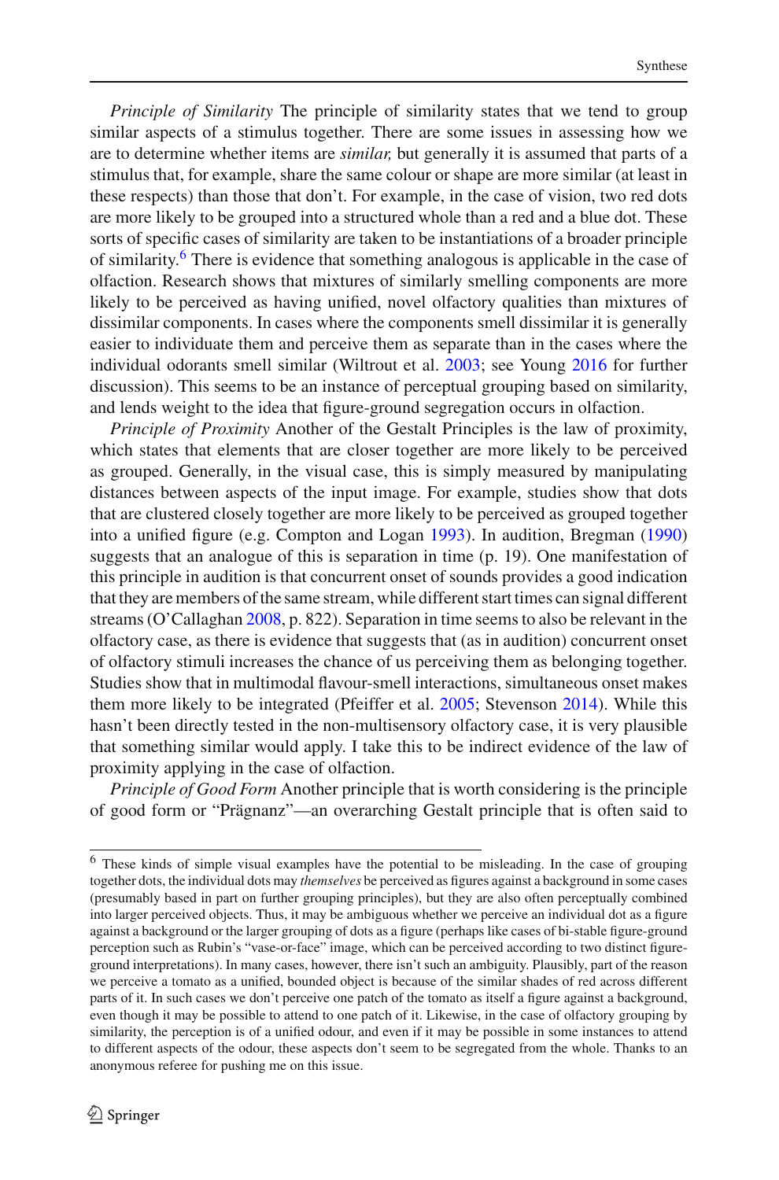*Principle of Similarity* The principle of similarity states that we tend to group similar aspects of a stimulus together. There are some issues in assessing how we are to determine whether items are *similar,* but generally it is assumed that parts of a stimulus that, for example, share the same colour or shape are more similar (at least in these respects) than those that don't. For example, in the case of vision, two red dots are more likely to be grouped into a structured whole than a red and a blue dot. These sorts of specific cases of similarity are taken to be instantiations of a broader principle of similarity.[6] There is evidence that something analogous is applicable in the case of olfaction. Research shows that mixtures of similarly smelling components are more likely to be perceived as having unified, novel olfactory qualities than mixtures of dissimilar components. In cases where the components smell dissimilar it is generally easier to individuate them and perceive them as separate than in the cases where the individual odorants smell similar (Wiltrout et al. 2003; see Young 2016 for further discussion). This seems to be an instance of perceptual grouping based on similarity, and lends weight to the idea that figure-ground segregation occurs in olfaction.

*Principle of Proximity* Another of the Gestalt Principles is the law of proximity, which states that elements that are closer together are more likely to be perceived as grouped. Generally, in the visual case, this is simply measured by manipulating distances between aspects of the input image. For example, studies show that dots that are clustered closely together are more likely to be perceived as grouped together into a unified figure (e.g. Compton and Logan 1993). In audition, Bregman (1990) suggests that an analogue of this is separation in time (p. 19). One manifestation of this principle in audition is that concurrent onset of sounds provides a good indication that they are members of the same stream, while different start times can signal different streams (O'Callaghan 2008, p. 822). Separation in time seems to also be relevant in the olfactory case, as there is evidence that suggests that (as in audition) concurrent onset of olfactory stimuli increases the chance of us perceiving them as belonging together. Studies show that in multimodal flavour-smell interactions, simultaneous onset makes them more likely to be integrated (Pfeiffer et al. 2005; Stevenson 2014). While this hasn't been directly tested in the non-multisensory olfactory case, it is very plausible that something similar would apply. I take this to be indirect evidence of the law of proximity applying in the case of olfaction.

*Principle of Good Form* Another principle that is worth considering is the principle of good form or "Prägnanz"—an overarching Gestalt principle that is often said to

[6] These kinds of simple visual examples have the potential to be misleading. In the case of grouping together dots, the individual dots may *themselves* be perceived as figures against a background in some cases (presumably based in part on further grouping principles), but they are also often perceptually combined into larger perceived objects. Thus, it may be ambiguous whether we perceive an individual dot as a figure against a background or the larger grouping of dots as a figure (perhaps like cases of bi-stable figure-ground perception such as Rubin's "vase-or-face" image, which can be perceived according to two distinct figure-ground interpretations). In many cases, however, there isn't such an ambiguity. Plausibly, part of the reason we perceive a tomato as a unified, bounded object is because of the similar shades of red across different parts of it. In such cases we don't perceive one patch of the tomato as itself a figure against a background, even though it may be possible to attend to one patch of it. Likewise, in the case of olfactory grouping by similarity, the perception is of a unified odour, and even if it may be possible in some instances to attend to different aspects of the odour, these aspects don't seem to be segregated from the whole. Thanks to an anonymous referee for pushing me on this issue.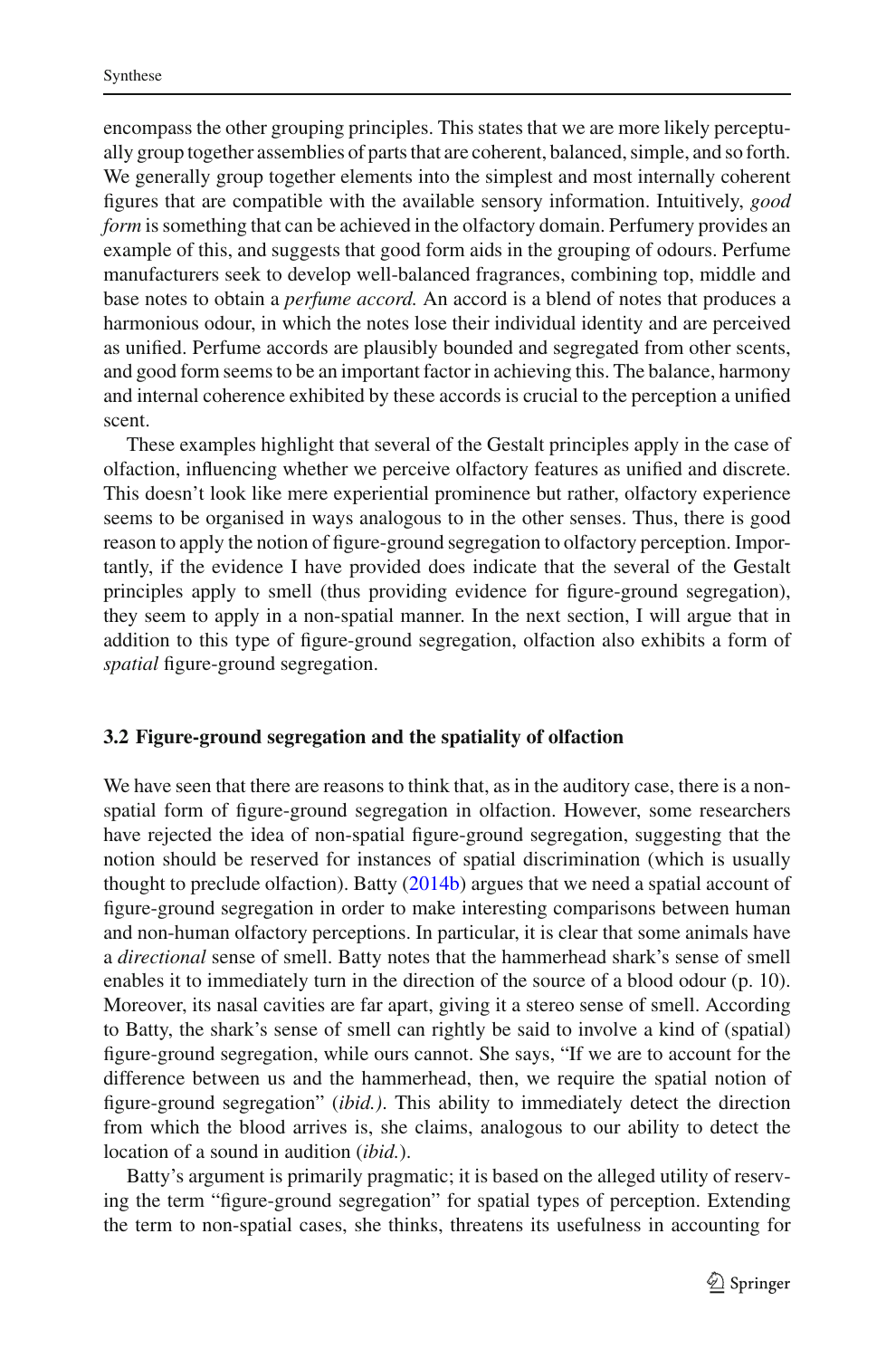encompass the other grouping principles. This states that we are more likely perceptually group together assemblies of parts that are coherent, balanced, simple, and so forth. We generally group together elements into the simplest and most internally coherent figures that are compatible with the available sensory information. Intuitively, *good form* is something that can be achieved in the olfactory domain. Perfumery provides an example of this, and suggests that good form aids in the grouping of odours. Perfume manufacturers seek to develop well-balanced fragrances, combining top, middle and base notes to obtain a *perfume accord.* An accord is a blend of notes that produces a harmonious odour, in which the notes lose their individual identity and are perceived as unified. Perfume accords are plausibly bounded and segregated from other scents, and good form seems to be an important factor in achieving this. The balance, harmony and internal coherence exhibited by these accords is crucial to the perception a unified scent.

These examples highlight that several of the Gestalt principles apply in the case of olfaction, influencing whether we perceive olfactory features as unified and discrete. This doesn't look like mere experiential prominence but rather, olfactory experience seems to be organised in ways analogous to in the other senses. Thus, there is good reason to apply the notion of figure-ground segregation to olfactory perception. Importantly, if the evidence I have provided does indicate that the several of the Gestalt principles apply to smell (thus providing evidence for figure-ground segregation), they seem to apply in a non-spatial manner. In the next section, I will argue that in addition to this type of figure-ground segregation, olfaction also exhibits a form of *spatial* figure-ground segregation.

### 3.2 Figure-ground segregation and the spatiality of olfaction

We have seen that there are reasons to think that, as in the auditory case, there is a non-spatial form of figure-ground segregation in olfaction. However, some researchers have rejected the idea of non-spatial figure-ground segregation, suggesting that the notion should be reserved for instances of spatial discrimination (which is usually thought to preclude olfaction). Batty (2014b) argues that we need a spatial account of figure-ground segregation in order to make interesting comparisons between human and non-human olfactory perceptions. In particular, it is clear that some animals have a *directional* sense of smell. Batty notes that the hammerhead shark's sense of smell enables it to immediately turn in the direction of the source of a blood odour (p. 10). Moreover, its nasal cavities are far apart, giving it a stereo sense of smell. According to Batty, the shark's sense of smell can rightly be said to involve a kind of (spatial) figure-ground segregation, while ours cannot. She says, "If we are to account for the difference between us and the hammerhead, then, we require the spatial notion of figure-ground segregation" (*ibid.)*. This ability to immediately detect the direction from which the blood arrives is, she claims, analogous to our ability to detect the location of a sound in audition (*ibid.*).

Batty's argument is primarily pragmatic; it is based on the alleged utility of reserving the term "figure-ground segregation" for spatial types of perception. Extending the term to non-spatial cases, she thinks, threatens its usefulness in accounting for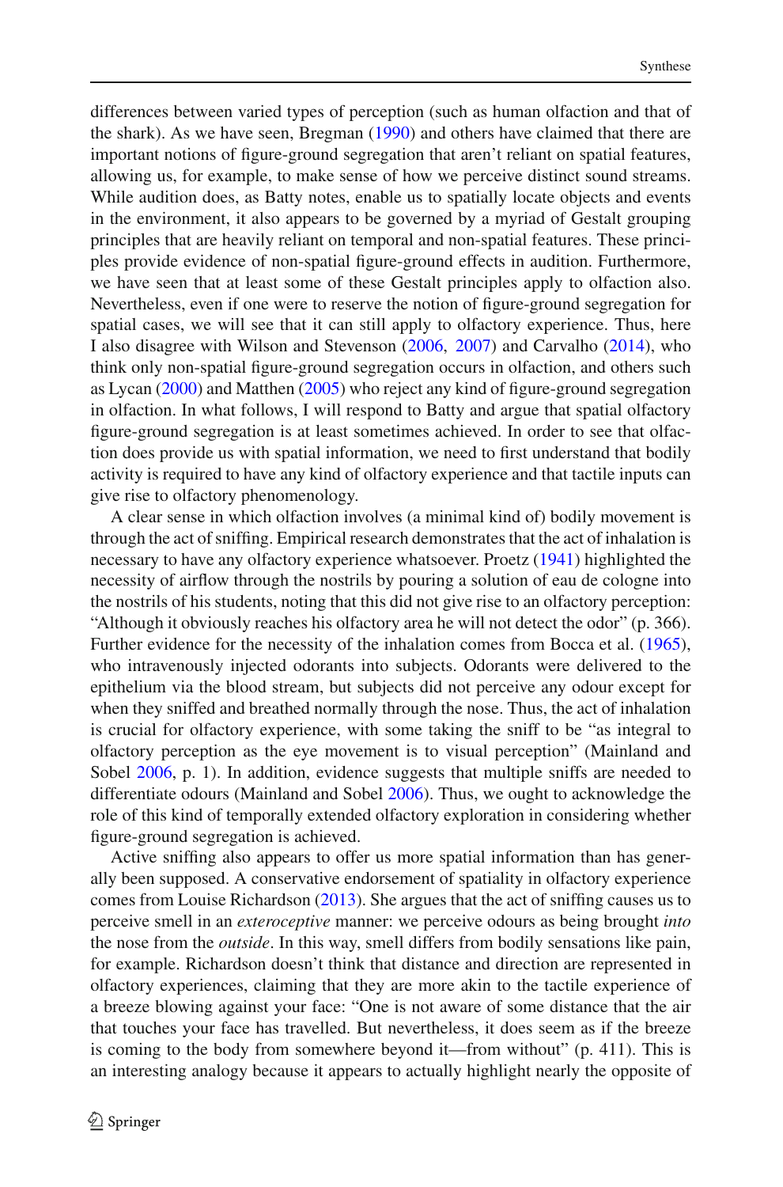differences between varied types of perception (such as human olfaction and that of the shark). As we have seen, Bregman (1990) and others have claimed that there are important notions of figure-ground segregation that aren't reliant on spatial features, allowing us, for example, to make sense of how we perceive distinct sound streams. While audition does, as Batty notes, enable us to spatially locate objects and events in the environment, it also appears to be governed by a myriad of Gestalt grouping principles that are heavily reliant on temporal and non-spatial features. These principles provide evidence of non-spatial figure-ground effects in audition. Furthermore, we have seen that at least some of these Gestalt principles apply to olfaction also. Nevertheless, even if one were to reserve the notion of figure-ground segregation for spatial cases, we will see that it can still apply to olfactory experience. Thus, here I also disagree with Wilson and Stevenson (2006, 2007) and Carvalho (2014), who think only non-spatial figure-ground segregation occurs in olfaction, and others such as Lycan (2000) and Matthen (2005) who reject any kind of figure-ground segregation in olfaction. In what follows, I will respond to Batty and argue that spatial olfactory figure-ground segregation is at least sometimes achieved. In order to see that olfaction does provide us with spatial information, we need to first understand that bodily activity is required to have any kind of olfactory experience and that tactile inputs can give rise to olfactory phenomenology.

A clear sense in which olfaction involves (a minimal kind of) bodily movement is through the act of sniffing. Empirical research demonstrates that the act of inhalation is necessary to have any olfactory experience whatsoever. Proetz (1941) highlighted the necessity of airflow through the nostrils by pouring a solution of eau de cologne into the nostrils of his students, noting that this did not give rise to an olfactory perception: "Although it obviously reaches his olfactory area he will not detect the odor" (p. 366). Further evidence for the necessity of the inhalation comes from Bocca et al. (1965), who intravenously injected odorants into subjects. Odorants were delivered to the epithelium via the blood stream, but subjects did not perceive any odour except for when they sniffed and breathed normally through the nose. Thus, the act of inhalation is crucial for olfactory experience, with some taking the sniff to be "as integral to olfactory perception as the eye movement is to visual perception" (Mainland and Sobel 2006, p. 1). In addition, evidence suggests that multiple sniffs are needed to differentiate odours (Mainland and Sobel 2006). Thus, we ought to acknowledge the role of this kind of temporally extended olfactory exploration in considering whether figure-ground segregation is achieved.

Active sniffing also appears to offer us more spatial information than has generally been supposed. A conservative endorsement of spatiality in olfactory experience comes from Louise Richardson (2013). She argues that the act of sniffing causes us to perceive smell in an *exteroceptive* manner: we perceive odours as being brought *into* the nose from the *outside*. In this way, smell differs from bodily sensations like pain, for example. Richardson doesn't think that distance and direction are represented in olfactory experiences, claiming that they are more akin to the tactile experience of a breeze blowing against your face: "One is not aware of some distance that the air that touches your face has travelled. But nevertheless, it does seem as if the breeze is coming to the body from somewhere beyond it—from without" (p. 411). This is an interesting analogy because it appears to actually highlight nearly the opposite of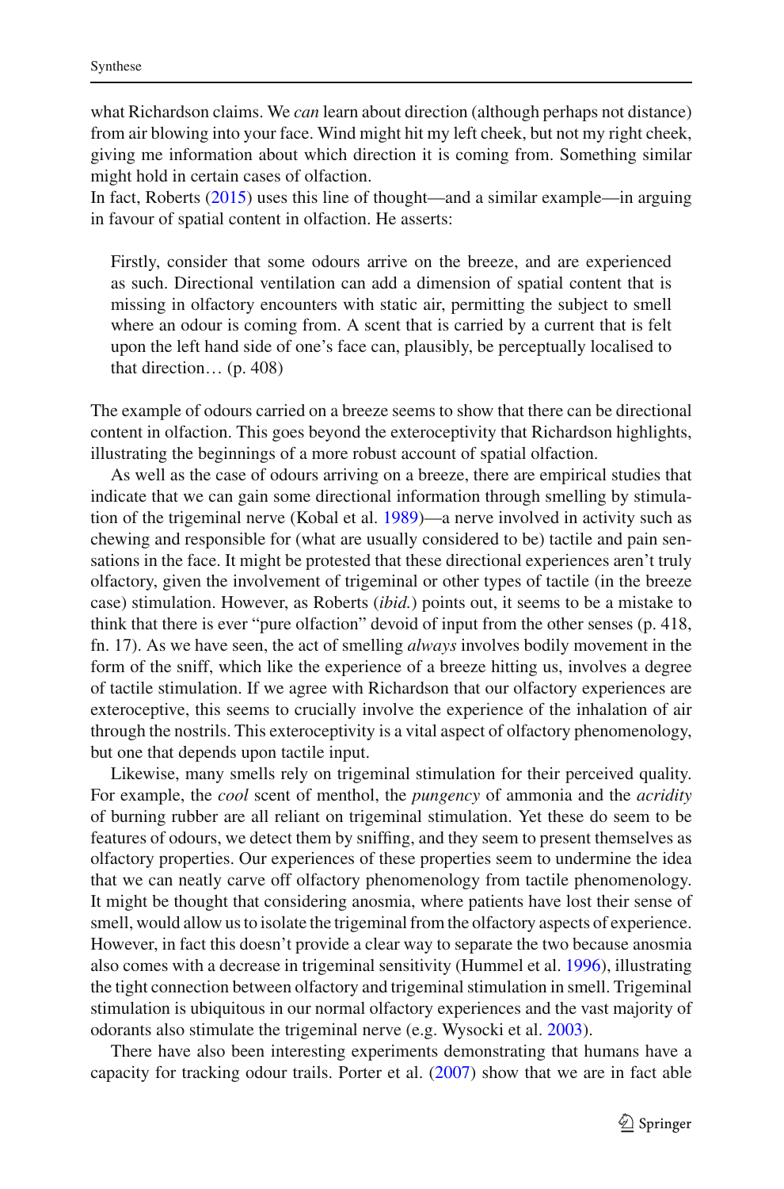what Richardson claims. We *can* learn about direction (although perhaps not distance) from air blowing into your face. Wind might hit my left cheek, but not my right cheek, giving me information about which direction it is coming from. Something similar might hold in certain cases of olfaction.

In fact, Roberts (2015) uses this line of thought—and a similar example—in arguing in favour of spatial content in olfaction. He asserts:

> Firstly, consider that some odours arrive on the breeze, and are experienced as such. Directional ventilation can add a dimension of spatial content that is missing in olfactory encounters with static air, permitting the subject to smell where an odour is coming from. A scent that is carried by a current that is felt upon the left hand side of one's face can, plausibly, be perceptually localised to that direction… (p. 408)

The example of odours carried on a breeze seems to show that there can be directional content in olfaction. This goes beyond the exteroceptivity that Richardson highlights, illustrating the beginnings of a more robust account of spatial olfaction.

As well as the case of odours arriving on a breeze, there are empirical studies that indicate that we can gain some directional information through smelling by stimulation of the trigeminal nerve (Kobal et al. 1989)—a nerve involved in activity such as chewing and responsible for (what are usually considered to be) tactile and pain sensations in the face. It might be protested that these directional experiences aren't truly olfactory, given the involvement of trigeminal or other types of tactile (in the breeze case) stimulation. However, as Roberts (*ibid.*) points out, it seems to be a mistake to think that there is ever "pure olfaction" devoid of input from the other senses (p. 418, fn. 17). As we have seen, the act of smelling *always* involves bodily movement in the form of the sniff, which like the experience of a breeze hitting us, involves a degree of tactile stimulation. If we agree with Richardson that our olfactory experiences are exteroceptive, this seems to crucially involve the experience of the inhalation of air through the nostrils. This exteroceptivity is a vital aspect of olfactory phenomenology, but one that depends upon tactile input.

Likewise, many smells rely on trigeminal stimulation for their perceived quality. For example, the *cool* scent of menthol, the *pungency* of ammonia and the *acridity* of burning rubber are all reliant on trigeminal stimulation. Yet these do seem to be features of odours, we detect them by sniffing, and they seem to present themselves as olfactory properties. Our experiences of these properties seem to undermine the idea that we can neatly carve off olfactory phenomenology from tactile phenomenology. It might be thought that considering anosmia, where patients have lost their sense of smell, would allow us to isolate the trigeminal from the olfactory aspects of experience. However, in fact this doesn't provide a clear way to separate the two because anosmia also comes with a decrease in trigeminal sensitivity (Hummel et al. 1996), illustrating the tight connection between olfactory and trigeminal stimulation in smell. Trigeminal stimulation is ubiquitous in our normal olfactory experiences and the vast majority of odorants also stimulate the trigeminal nerve (e.g. Wysocki et al. 2003).

There have also been interesting experiments demonstrating that humans have a capacity for tracking odour trails. Porter et al. (2007) show that we are in fact able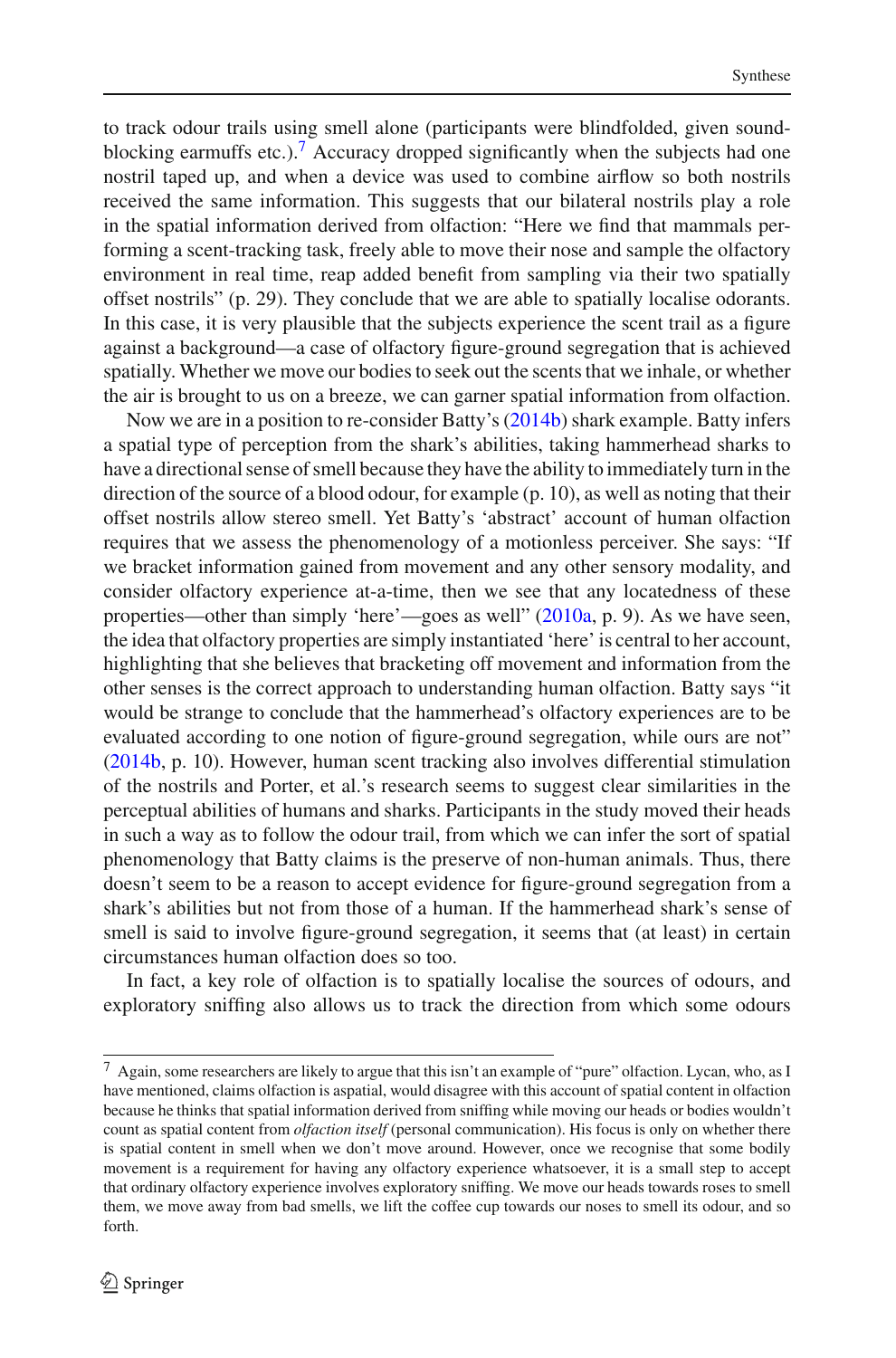to track odour trails using smell alone (participants were blindfolded, given sound-blocking earmuffs etc.).[7] Accuracy dropped significantly when the subjects had one nostril taped up, and when a device was used to combine airflow so both nostrils received the same information. This suggests that our bilateral nostrils play a role in the spatial information derived from olfaction: "Here we find that mammals performing a scent-tracking task, freely able to move their nose and sample the olfactory environment in real time, reap added benefit from sampling via their two spatially offset nostrils" (p. 29). They conclude that we are able to spatially localise odorants. In this case, it is very plausible that the subjects experience the scent trail as a figure against a background—a case of olfactory figure-ground segregation that is achieved spatially. Whether we move our bodies to seek out the scents that we inhale, or whether the air is brought to us on a breeze, we can garner spatial information from olfaction.

Now we are in a position to re-consider Batty's (2014b) shark example. Batty infers a spatial type of perception from the shark's abilities, taking hammerhead sharks to have a directional sense of smell because they have the ability to immediately turn in the direction of the source of a blood odour, for example (p. 10), as well as noting that their offset nostrils allow stereo smell. Yet Batty's 'abstract' account of human olfaction requires that we assess the phenomenology of a motionless perceiver. She says: "If we bracket information gained from movement and any other sensory modality, and consider olfactory experience at-a-time, then we see that any locatedness of these properties—other than simply 'here'—goes as well" (2010a, p. 9). As we have seen, the idea that olfactory properties are simply instantiated 'here' is central to her account, highlighting that she believes that bracketing off movement and information from the other senses is the correct approach to understanding human olfaction. Batty says "it would be strange to conclude that the hammerhead's olfactory experiences are to be evaluated according to one notion of figure-ground segregation, while ours are not" (2014b, p. 10). However, human scent tracking also involves differential stimulation of the nostrils and Porter, et al.'s research seems to suggest clear similarities in the perceptual abilities of humans and sharks. Participants in the study moved their heads in such a way as to follow the odour trail, from which we can infer the sort of spatial phenomenology that Batty claims is the preserve of non-human animals. Thus, there doesn't seem to be a reason to accept evidence for figure-ground segregation from a shark's abilities but not from those of a human. If the hammerhead shark's sense of smell is said to involve figure-ground segregation, it seems that (at least) in certain circumstances human olfaction does so too.

In fact, a key role of olfaction is to spatially localise the sources of odours, and exploratory sniffing also allows us to track the direction from which some odours

---

[7] Again, some researchers are likely to argue that this isn't an example of "pure" olfaction. Lycan, who, as I have mentioned, claims olfaction is aspatial, would disagree with this account of spatial content in olfaction because he thinks that spatial information derived from sniffing while moving our heads or bodies wouldn't count as spatial content from *olfaction itself* (personal communication). His focus is only on whether there is spatial content in smell when we don't move around. However, once we recognise that some bodily movement is a requirement for having any olfactory experience whatsoever, it is a small step to accept that ordinary olfactory experience involves exploratory sniffing. We move our heads towards roses to smell them, we move away from bad smells, we lift the coffee cup towards our noses to smell its odour, and so forth.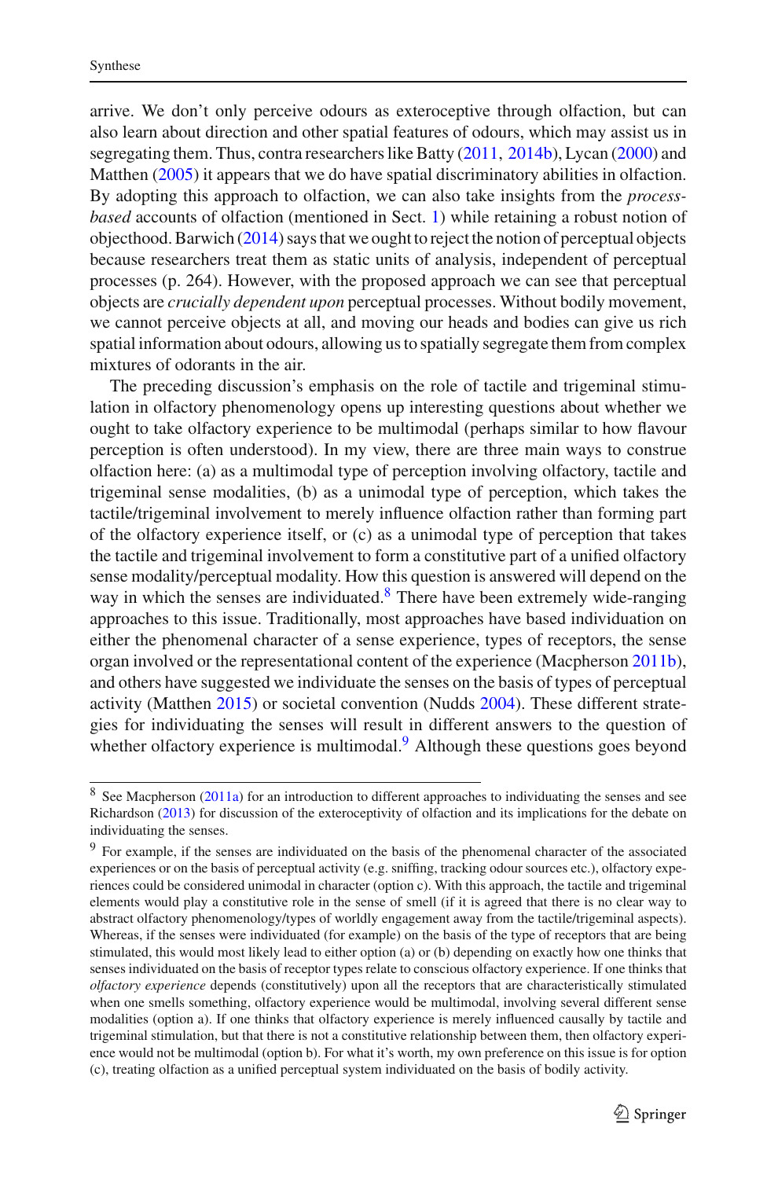arrive. We don't only perceive odours as exteroceptive through olfaction, but can also learn about direction and other spatial features of odours, which may assist us in segregating them. Thus, contra researchers like Batty (2011, 2014b), Lycan (2000) and Matthen (2005) it appears that we do have spatial discriminatory abilities in olfaction. By adopting this approach to olfaction, we can also take insights from the *process-based* accounts of olfaction (mentioned in Sect. 1) while retaining a robust notion of objecthood. Barwich (2014) says that we ought to reject the notion of perceptual objects because researchers treat them as static units of analysis, independent of perceptual processes (p. 264). However, with the proposed approach we can see that perceptual objects are *crucially dependent upon* perceptual processes. Without bodily movement, we cannot perceive objects at all, and moving our heads and bodies can give us rich spatial information about odours, allowing us to spatially segregate them from complex mixtures of odorants in the air.

The preceding discussion's emphasis on the role of tactile and trigeminal stimulation in olfactory phenomenology opens up interesting questions about whether we ought to take olfactory experience to be multimodal (perhaps similar to how flavour perception is often understood). In my view, there are three main ways to construe olfaction here: (a) as a multimodal type of perception involving olfactory, tactile and trigeminal sense modalities, (b) as a unimodal type of perception, which takes the tactile/trigeminal involvement to merely influence olfaction rather than forming part of the olfactory experience itself, or (c) as a unimodal type of perception that takes the tactile and trigeminal involvement to form a constitutive part of a unified olfactory sense modality/perceptual modality. How this question is answered will depend on the way in which the senses are individuated.[8] There have been extremely wide-ranging approaches to this issue. Traditionally, most approaches have based individuation on either the phenomenal character of a sense experience, types of receptors, the sense organ involved or the representational content of the experience (Macpherson 2011b), and others have suggested we individuate the senses on the basis of types of perceptual activity (Matthen 2015) or societal convention (Nudds 2004). These different strategies for individuating the senses will result in different answers to the question of whether olfactory experience is multimodal.[9] Although these questions goes beyond

---

[8] See Macpherson (2011a) for an introduction to different approaches to individuating the senses and see Richardson (2013) for discussion of the exteroceptivity of olfaction and its implications for the debate on individuating the senses.

[9] For example, if the senses are individuated on the basis of the phenomenal character of the associated experiences or on the basis of perceptual activity (e.g. sniffing, tracking odour sources etc.), olfactory experiences could be considered unimodal in character (option c). With this approach, the tactile and trigeminal elements would play a constitutive role in the sense of smell (if it is agreed that there is no clear way to abstract olfactory phenomenology/types of worldly engagement away from the tactile/trigeminal aspects). Whereas, if the senses were individuated (for example) on the basis of the type of receptors that are being stimulated, this would most likely lead to either option (a) or (b) depending on exactly how one thinks that senses individuated on the basis of receptor types relate to conscious olfactory experience. If one thinks that *olfactory experience* depends (constitutively) upon all the receptors that are characteristically stimulated when one smells something, olfactory experience would be multimodal, involving several different sense modalities (option a). If one thinks that olfactory experience is merely influenced causally by tactile and trigeminal stimulation, but that there is not a constitutive relationship between them, then olfactory experience would not be multimodal (option b). For what it's worth, my own preference on this issue is for option (c), treating olfaction as a unified perceptual system individuated on the basis of bodily activity.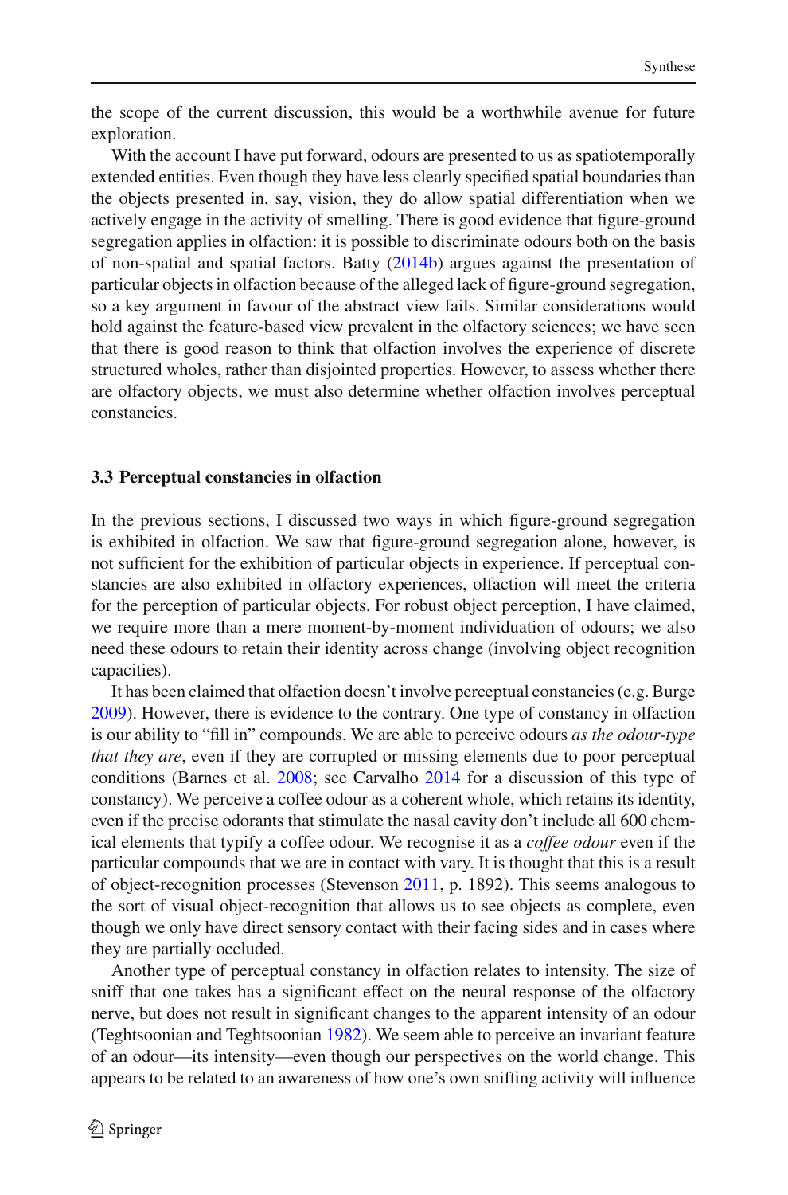the scope of the current discussion, this would be a worthwhile avenue for future exploration.

With the account I have put forward, odours are presented to us as spatiotemporally extended entities. Even though they have less clearly specified spatial boundaries than the objects presented in, say, vision, they do allow spatial differentiation when we actively engage in the activity of smelling. There is good evidence that figure-ground segregation applies in olfaction: it is possible to discriminate odours both on the basis of non-spatial and spatial factors. Batty (2014b) argues against the presentation of particular objects in olfaction because of the alleged lack of figure-ground segregation, so a key argument in favour of the abstract view fails. Similar considerations would hold against the feature-based view prevalent in the olfactory sciences; we have seen that there is good reason to think that olfaction involves the experience of discrete structured wholes, rather than disjointed properties. However, to assess whether there are olfactory objects, we must also determine whether olfaction involves perceptual constancies.

### 3.3 Perceptual constancies in olfaction

In the previous sections, I discussed two ways in which figure-ground segregation is exhibited in olfaction. We saw that figure-ground segregation alone, however, is not sufficient for the exhibition of particular objects in experience. If perceptual constancies are also exhibited in olfactory experiences, olfaction will meet the criteria for the perception of particular objects. For robust object perception, I have claimed, we require more than a mere moment-by-moment individuation of odours; we also need these odours to retain their identity across change (involving object recognition capacities).

It has been claimed that olfaction doesn't involve perceptual constancies (e.g. Burge 2009). However, there is evidence to the contrary. One type of constancy in olfaction is our ability to "fill in" compounds. We are able to perceive odours *as the odour-type that they are*, even if they are corrupted or missing elements due to poor perceptual conditions (Barnes et al. 2008; see Carvalho 2014 for a discussion of this type of constancy). We perceive a coffee odour as a coherent whole, which retains its identity, even if the precise odorants that stimulate the nasal cavity don't include all 600 chemical elements that typify a coffee odour. We recognise it as a *coffee odour* even if the particular compounds that we are in contact with vary. It is thought that this is a result of object-recognition processes (Stevenson 2011, p. 1892). This seems analogous to the sort of visual object-recognition that allows us to see objects as complete, even though we only have direct sensory contact with their facing sides and in cases where they are partially occluded.

Another type of perceptual constancy in olfaction relates to intensity. The size of sniff that one takes has a significant effect on the neural response of the olfactory nerve, but does not result in significant changes to the apparent intensity of an odour (Teghtsoonian and Teghtsoonian 1982). We seem able to perceive an invariant feature of an odour—its intensity—even though our perspectives on the world change. This appears to be related to an awareness of how one's own sniffing activity will influence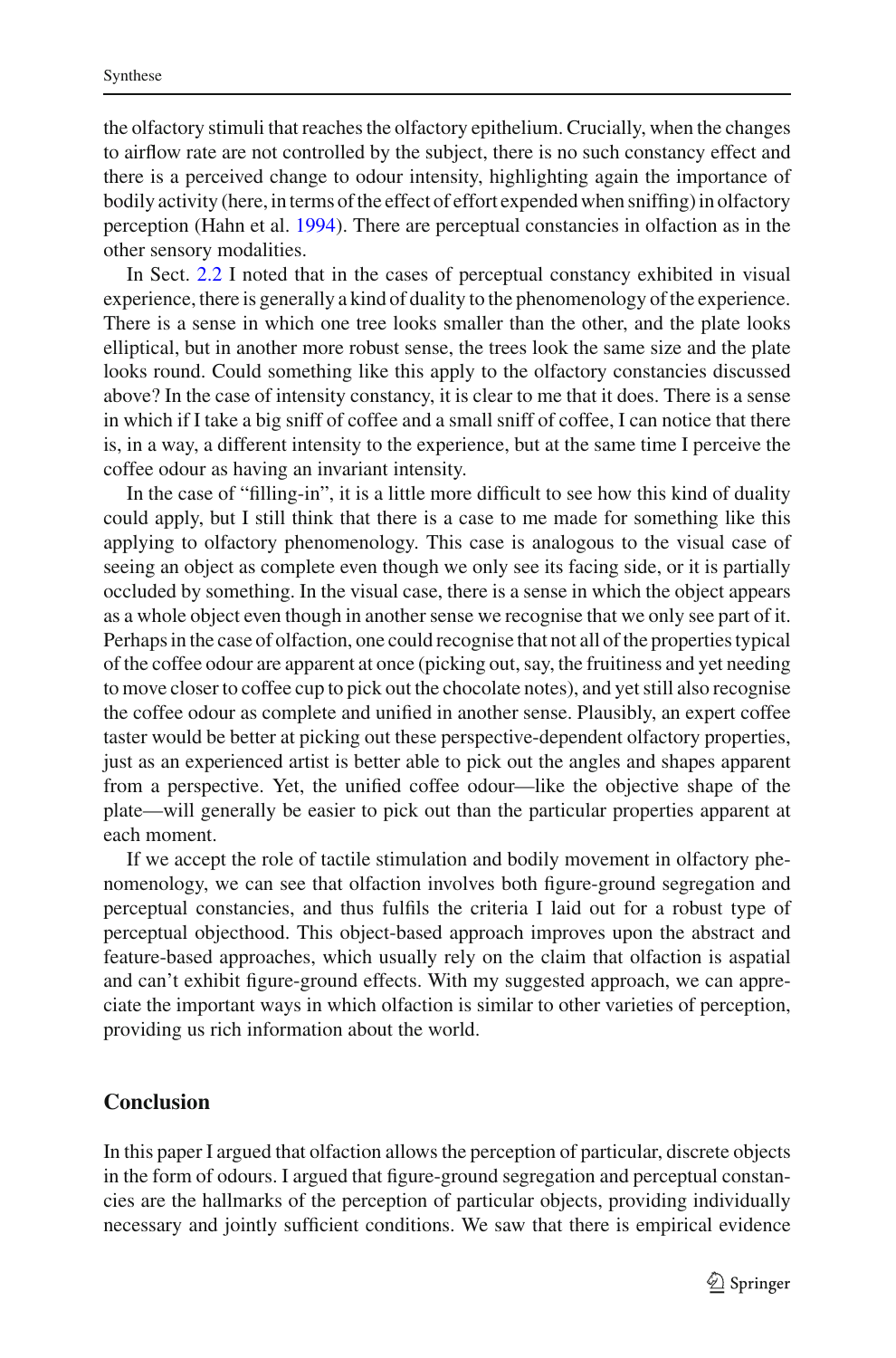the olfactory stimuli that reaches the olfactory epithelium. Crucially, when the changes to airflow rate are not controlled by the subject, there is no such constancy effect and there is a perceived change to odour intensity, highlighting again the importance of bodily activity (here, in terms of the effect of effort expended when sniffing) in olfactory perception (Hahn et al. 1994). There are perceptual constancies in olfaction as in the other sensory modalities.

In Sect. 2.2 I noted that in the cases of perceptual constancy exhibited in visual experience, there is generally a kind of duality to the phenomenology of the experience. There is a sense in which one tree looks smaller than the other, and the plate looks elliptical, but in another more robust sense, the trees look the same size and the plate looks round. Could something like this apply to the olfactory constancies discussed above? In the case of intensity constancy, it is clear to me that it does. There is a sense in which if I take a big sniff of coffee and a small sniff of coffee, I can notice that there is, in a way, a different intensity to the experience, but at the same time I perceive the coffee odour as having an invariant intensity.

In the case of "filling-in", it is a little more difficult to see how this kind of duality could apply, but I still think that there is a case to me made for something like this applying to olfactory phenomenology. This case is analogous to the visual case of seeing an object as complete even though we only see its facing side, or it is partially occluded by something. In the visual case, there is a sense in which the object appears as a whole object even though in another sense we recognise that we only see part of it. Perhaps in the case of olfaction, one could recognise that not all of the properties typical of the coffee odour are apparent at once (picking out, say, the fruitiness and yet needing to move closer to coffee cup to pick out the chocolate notes), and yet still also recognise the coffee odour as complete and unified in another sense. Plausibly, an expert coffee taster would be better at picking out these perspective-dependent olfactory properties, just as an experienced artist is better able to pick out the angles and shapes apparent from a perspective. Yet, the unified coffee odour—like the objective shape of the plate—will generally be easier to pick out than the particular properties apparent at each moment.

If we accept the role of tactile stimulation and bodily movement in olfactory phenomenology, we can see that olfaction involves both figure-ground segregation and perceptual constancies, and thus fulfils the criteria I laid out for a robust type of perceptual objecthood. This object-based approach improves upon the abstract and feature-based approaches, which usually rely on the claim that olfaction is aspatial and can't exhibit figure-ground effects. With my suggested approach, we can appreciate the important ways in which olfaction is similar to other varieties of perception, providing us rich information about the world.

## Conclusion

In this paper I argued that olfaction allows the perception of particular, discrete objects in the form of odours. I argued that figure-ground segregation and perceptual constancies are the hallmarks of the perception of particular objects, providing individually necessary and jointly sufficient conditions. We saw that there is empirical evidence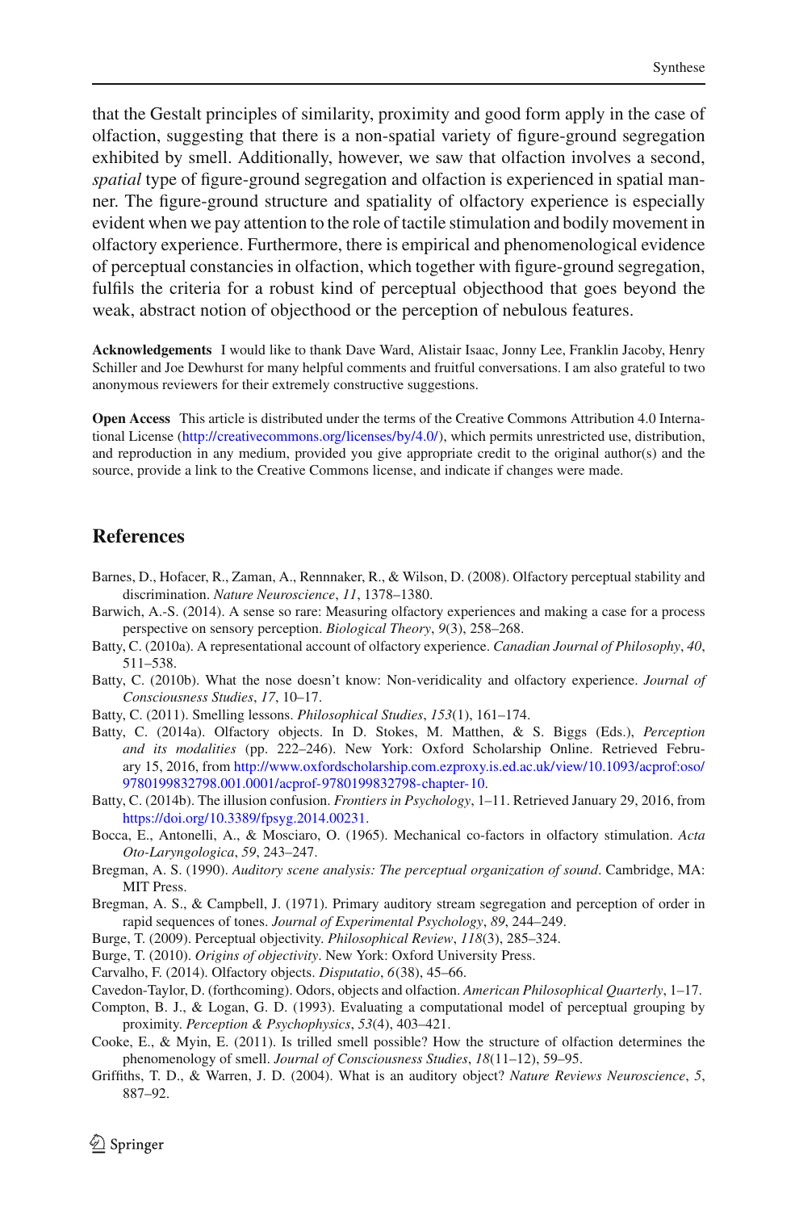that the Gestalt principles of similarity, proximity and good form apply in the case of olfaction, suggesting that there is a non-spatial variety of figure-ground segregation exhibited by smell. Additionally, however, we saw that olfaction involves a second, *spatial* type of figure-ground segregation and olfaction is experienced in spatial manner. The figure-ground structure and spatiality of olfactory experience is especially evident when we pay attention to the role of tactile stimulation and bodily movement in olfactory experience. Furthermore, there is empirical and phenomenological evidence of perceptual constancies in olfaction, which together with figure-ground segregation, fulfils the criteria for a robust kind of perceptual objecthood that goes beyond the weak, abstract notion of objecthood or the perception of nebulous features.

**Acknowledgements** I would like to thank Dave Ward, Alistair Isaac, Jonny Lee, Franklin Jacoby, Henry Schiller and Joe Dewhurst for many helpful comments and fruitful conversations. I am also grateful to two anonymous reviewers for their extremely constructive suggestions.

**Open Access** This article is distributed under the terms of the Creative Commons Attribution 4.0 International License (http://creativecommons.org/licenses/by/4.0/), which permits unrestricted use, distribution, and reproduction in any medium, provided you give appropriate credit to the original author(s) and the source, provide a link to the Creative Commons license, and indicate if changes were made.

## References

Barnes, D., Hofacer, R., Zaman, A., Rennnaker, R., & Wilson, D. (2008). Olfactory perceptual stability and discrimination. *Nature Neuroscience*, *11*, 1378–1380.

Barwich, A.-S. (2014). A sense so rare: Measuring olfactory experiences and making a case for a process perspective on sensory perception. *Biological Theory*, *9*(3), 258–268.

Batty, C. (2010a). A representational account of olfactory experience. *Canadian Journal of Philosophy*, *40*, 511–538.

Batty, C. (2010b). What the nose doesn't know: Non-veridicality and olfactory experience. *Journal of Consciousness Studies*, *17*, 10–17.

Batty, C. (2011). Smelling lessons. *Philosophical Studies*, *153*(1), 161–174.

Batty, C. (2014a). Olfactory objects. In D. Stokes, M. Matthen, & S. Biggs (Eds.), *Perception and its modalities* (pp. 222–246). New York: Oxford Scholarship Online. Retrieved February 15, 2016, from http://www.oxfordscholarship.com.ezproxy.is.ed.ac.uk/view/10.1093/acprof:oso/9780199832798.001.0001/acprof-9780199832798-chapter-10.

Batty, C. (2014b). The illusion confusion. *Frontiers in Psychology*, 1–11. Retrieved January 29, 2016, from https://doi.org/10.3389/fpsyg.2014.00231.

Bocca, E., Antonelli, A., & Mosciaro, O. (1965). Mechanical co-factors in olfactory stimulation. *Acta Oto-Laryngologica*, *59*, 243–247.

Bregman, A. S. (1990). *Auditory scene analysis: The perceptual organization of sound*. Cambridge, MA: MIT Press.

Bregman, A. S., & Campbell, J. (1971). Primary auditory stream segregation and perception of order in rapid sequences of tones. *Journal of Experimental Psychology*, *89*, 244–249.

Burge, T. (2009). Perceptual objectivity. *Philosophical Review*, *118*(3), 285–324.

Burge, T. (2010). *Origins of objectivity*. New York: Oxford University Press.

Carvalho, F. (2014). Olfactory objects. *Disputatio*, *6*(38), 45–66.

Cavedon-Taylor, D. (forthcoming). Odors, objects and olfaction. *American Philosophical Quarterly*, 1–17.

Compton, B. J., & Logan, G. D. (1993). Evaluating a computational model of perceptual grouping by proximity. *Perception & Psychophysics*, *53*(4), 403–421.

Cooke, E., & Myin, E. (2011). Is trilled smell possible? How the structure of olfaction determines the phenomenology of smell. *Journal of Consciousness Studies*, *18*(11–12), 59–95.

Griffiths, T. D., & Warren, J. D. (2004). What is an auditory object? *Nature Reviews Neuroscience*, *5*, 887–92.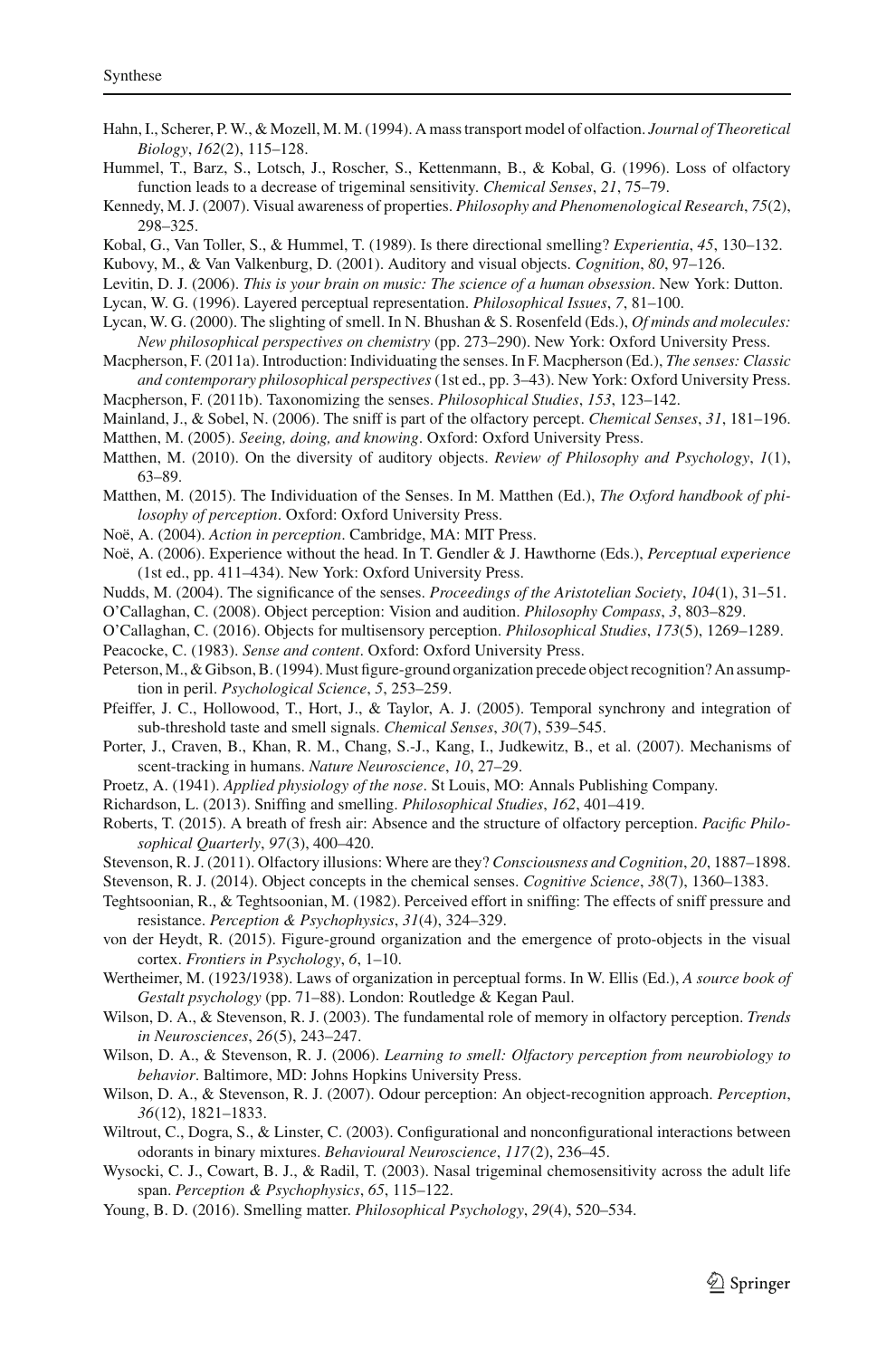Hahn, I., Scherer, P. W., & Mozell, M. M. (1994). A mass transport model of olfaction. *Journal of Theoretical Biology*, *162*(2), 115–128.

Hummel, T., Barz, S., Lotsch, J., Roscher, S., Kettenmann, B., & Kobal, G. (1996). Loss of olfactory function leads to a decrease of trigeminal sensitivity. *Chemical Senses*, *21*, 75–79.

Kennedy, M. J. (2007). Visual awareness of properties. *Philosophy and Phenomenological Research*, *75*(2), 298–325.

Kobal, G., Van Toller, S., & Hummel, T. (1989). Is there directional smelling? *Experientia*, *45*, 130–132.

Kubovy, M., & Van Valkenburg, D. (2001). Auditory and visual objects. *Cognition*, *80*, 97–126.

Levitin, D. J. (2006). *This is your brain on music: The science of a human obsession*. New York: Dutton.

Lycan, W. G. (1996). Layered perceptual representation. *Philosophical Issues*, *7*, 81–100.

Lycan, W. G. (2000). The slighting of smell. In N. Bhushan & S. Rosenfeld (Eds.), *Of minds and molecules: New philosophical perspectives on chemistry* (pp. 273–290). New York: Oxford University Press.

Macpherson, F. (2011a). Introduction: Individuating the senses. In F. Macpherson (Ed.), *The senses: Classic and contemporary philosophical perspectives* (1st ed., pp. 3–43). New York: Oxford University Press.

Macpherson, F. (2011b). Taxonomizing the senses. *Philosophical Studies*, *153*, 123–142.

Mainland, J., & Sobel, N. (2006). The sniff is part of the olfactory percept. *Chemical Senses*, *31*, 181–196.

Matthen, M. (2005). *Seeing, doing, and knowing*. Oxford: Oxford University Press.

Matthen, M. (2010). On the diversity of auditory objects. *Review of Philosophy and Psychology*, *1*(1), 63–89.

Matthen, M. (2015). The Individuation of the Senses. In M. Matthen (Ed.), *The Oxford handbook of philosophy of perception*. Oxford: Oxford University Press.

Noë, A. (2004). *Action in perception*. Cambridge, MA: MIT Press.

Noë, A. (2006). Experience without the head. In T. Gendler & J. Hawthorne (Eds.), *Perceptual experience* (1st ed., pp. 411–434). New York: Oxford University Press.

Nudds, M. (2004). The significance of the senses. *Proceedings of the Aristotelian Society*, *104*(1), 31–51.

O'Callaghan, C. (2008). Object perception: Vision and audition. *Philosophy Compass*, *3*, 803–829.

O'Callaghan, C. (2016). Objects for multisensory perception. *Philosophical Studies*, *173*(5), 1269–1289.

Peacocke, C. (1983). *Sense and content*. Oxford: Oxford University Press.

Peterson, M., & Gibson, B. (1994). Must figure-ground organization precede object recognition? An assumption in peril. *Psychological Science*, *5*, 253–259.

Pfeiffer, J. C., Hollowood, T., Hort, J., & Taylor, A. J. (2005). Temporal synchrony and integration of sub-threshold taste and smell signals. *Chemical Senses*, *30*(7), 539–545.

Porter, J., Craven, B., Khan, R. M., Chang, S.-J., Kang, I., Judkewitz, B., et al. (2007). Mechanisms of scent-tracking in humans. *Nature Neuroscience*, *10*, 27–29.

Proetz, A. (1941). *Applied physiology of the nose*. St Louis, MO: Annals Publishing Company.

Richardson, L. (2013). Sniffing and smelling. *Philosophical Studies*, *162*, 401–419.

Roberts, T. (2015). A breath of fresh air: Absence and the structure of olfactory perception. *Pacific Philosophical Quarterly*, *97*(3), 400–420.

Stevenson, R. J. (2011). Olfactory illusions: Where are they? *Consciousness and Cognition*, *20*, 1887–1898.

Stevenson, R. J. (2014). Object concepts in the chemical senses. *Cognitive Science*, *38*(7), 1360–1383.

Teghtsoonian, R., & Teghtsoonian, M. (1982). Perceived effort in sniffing: The effects of sniff pressure and resistance. *Perception & Psychophysics*, *31*(4), 324–329.

von der Heydt, R. (2015). Figure-ground organization and the emergence of proto-objects in the visual cortex. *Frontiers in Psychology*, *6*, 1–10.

Wertheimer, M. (1923/1938). Laws of organization in perceptual forms. In W. Ellis (Ed.), *A source book of Gestalt psychology* (pp. 71–88). London: Routledge & Kegan Paul.

Wilson, D. A., & Stevenson, R. J. (2003). The fundamental role of memory in olfactory perception. *Trends in Neurosciences*, *26*(5), 243–247.

Wilson, D. A., & Stevenson, R. J. (2006). *Learning to smell: Olfactory perception from neurobiology to behavior*. Baltimore, MD: Johns Hopkins University Press.

Wilson, D. A., & Stevenson, R. J. (2007). Odour perception: An object-recognition approach. *Perception*, *36*(12), 1821–1833.

Wiltrout, C., Dogra, S., & Linster, C. (2003). Configurational and nonconfigurational interactions between odorants in binary mixtures. *Behavioural Neuroscience*, *117*(2), 236–45.

Wysocki, C. J., Cowart, B. J., & Radil, T. (2003). Nasal trigeminal chemosensitivity across the adult life span. *Perception & Psychophysics*, *65*, 115–122.

Young, B. D. (2016). Smelling matter. *Philosophical Psychology*, *29*(4), 520–534.